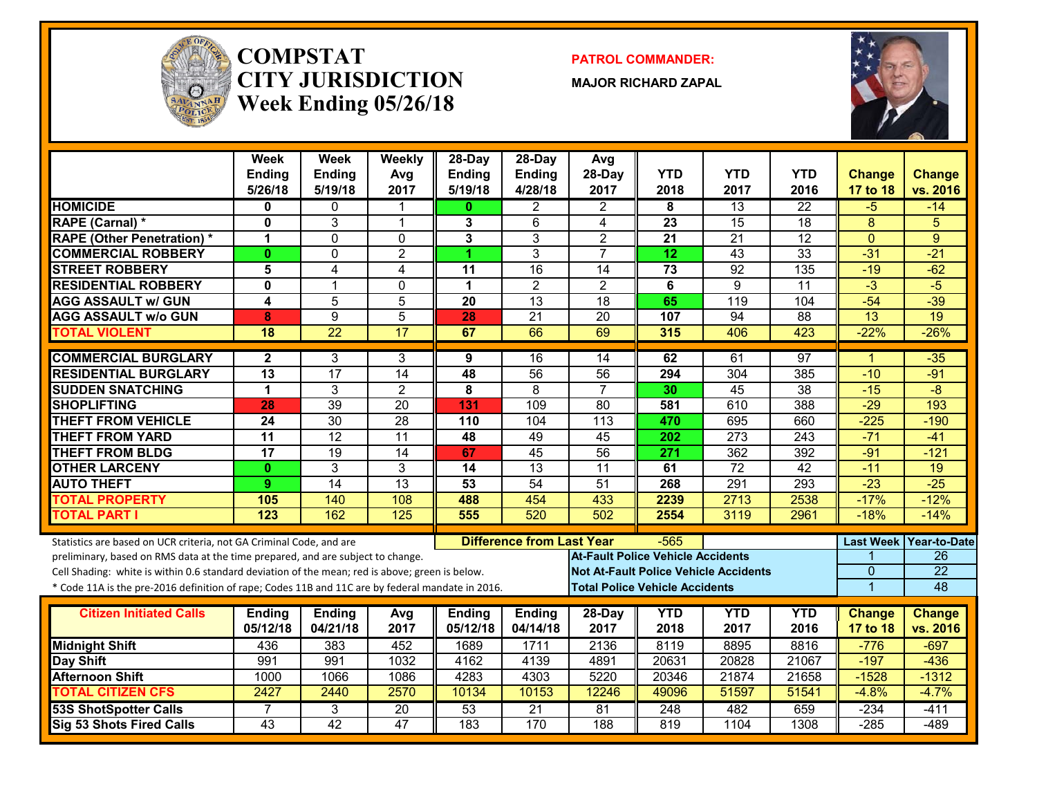# COMPSTAT CITY JURISDICTION

## Week Ending 05/26/18

**PATROL COMMANDER:**

**MAJOR RICHARD ZAPAL**

| | Week Ending 5/26/18 | Week Ending 5/19/18 | Weekly Avg 2017 | 28-Day Ending 5/19/18 | 28-Day Ending 4/28/18 | Avg 28-Day 2017 | YTD 2018 | YTD 2017 | YTD 2016 | Change 17 to 18 | Change vs. 2016 |
|---|---|---|---|---|---|---|---|---|---|---|---|
| HOMICIDE | 0 | 0 | 1 | 0 | 2 | 2 | 8 | 13 | 22 | -5 | -14 |
| RAPE (Carnal) * | 0 | 3 | 1 | 3 | 6 | 4 | 23 | 15 | 18 | 8 | 5 |
| RAPE (Other Penetration) * | 1 | 0 | 0 | 3 | 3 | 2 | 21 | 21 | 12 | 0 | 9 |
| COMMERCIAL ROBBERY | 0 | 0 | 2 | 1 | 3 | 7 | 12 | 43 | 33 | -31 | -21 |
| STREET ROBBERY | 5 | 4 | 4 | 11 | 16 | 14 | 73 | 92 | 135 | -19 | -62 |
| RESIDENTIAL ROBBERY | 0 | 1 | 0 | 1 | 2 | 2 | 6 | 9 | 11 | -3 | -5 |
| AGG ASSAULT w/ GUN | 4 | 5 | 5 | 20 | 13 | 18 | 65 | 119 | 104 | -54 | -39 |
| AGG ASSAULT w/o GUN | 8 | 9 | 5 | 28 | 21 | 20 | 107 | 94 | 88 | 13 | 19 |
| TOTAL VIOLENT | 18 | 22 | 17 | 67 | 66 | 69 | 315 | 406 | 423 | -22% | -26% |
| COMMERCIAL BURGLARY | 2 | 3 | 3 | 9 | 16 | 14 | 62 | 61 | 97 | 1 | -35 |
| RESIDENTIAL BURGLARY | 13 | 17 | 14 | 48 | 56 | 56 | 294 | 304 | 385 | -10 | -91 |
| SUDDEN SNATCHING | 1 | 3 | 2 | 8 | 8 | 7 | 30 | 45 | 38 | -15 | -8 |
| SHOPLIFTING | 28 | 39 | 20 | 131 | 109 | 80 | 581 | 610 | 388 | -29 | 193 |
| THEFT FROM VEHICLE | 24 | 30 | 28 | 110 | 104 | 113 | 470 | 695 | 660 | -225 | -190 |
| THEFT FROM YARD | 11 | 12 | 11 | 48 | 49 | 45 | 202 | 273 | 243 | -71 | -41 |
| THEFT FROM BLDG | 17 | 19 | 14 | 67 | 45 | 56 | 271 | 362 | 392 | -91 | -121 |
| OTHER LARCENY | 0 | 3 | 3 | 14 | 13 | 11 | 61 | 72 | 42 | -11 | 19 |
| AUTO THEFT | 9 | 14 | 13 | 53 | 54 | 51 | 268 | 291 | 293 | -23 | -25 |
| TOTAL PROPERTY | 105 | 140 | 108 | 488 | 454 | 433 | 2239 | 2713 | 2538 | -17% | -12% |
| TOTAL PART I | 123 | 162 | 125 | 555 | 520 | 502 | 2554 | 3119 | 2961 | -18% | -14% |

Statistics are based on UCR criteria, not GA Criminal Code, and are preliminary, based on RMS data at the time prepared, and are subject to change.

Cell Shading: white is within 0.6 standard deviation of the mean; red is above; green is below.

* Code 11A is the pre-2016 definition of rape; Codes 11B and 11C are by federal mandate in 2016.

**Difference from Last Year:** -565

| | Last Week | Year-to-Date |
|---|---|---|
| At-Fault Police Vehicle Accidents | 1 | 26 |
| Not At-Fault Police Vehicle Accidents | 0 | 22 |
| Total Police Vehicle Accidents | 1 | 48 |

| Citizen Initiated Calls | Ending 05/12/18 | Ending 04/21/18 | Avg 2017 | Ending 05/12/18 | Ending 04/14/18 | 28-Day 2017 | YTD 2018 | YTD 2017 | YTD 2016 | Change 17 to 18 | Change vs. 2016 |
|---|---|---|---|---|---|---|---|---|---|---|---|
| Midnight Shift | 436 | 383 | 452 | 1689 | 1711 | 2136 | 8119 | 8895 | 8816 | -776 | -697 |
| Day Shift | 991 | 991 | 1032 | 4162 | 4139 | 4891 | 20631 | 20828 | 21067 | -197 | -436 |
| Afternoon Shift | 1000 | 1066 | 1086 | 4283 | 4303 | 5220 | 20346 | 21874 | 21658 | -1528 | -1312 |
| TOTAL CITIZEN CFS | 2427 | 2440 | 2570 | 10134 | 10153 | 12246 | 49096 | 51597 | 51541 | -4.8% | -4.7% |
| 53S ShotSpotter Calls | 7 | 3 | 20 | 53 | 21 | 81 | 248 | 482 | 659 | -234 | -411 |
| Sig 53 Shots Fired Calls | 43 | 42 | 47 | 183 | 170 | 188 | 819 | 1104 | 1308 | -285 | -489 |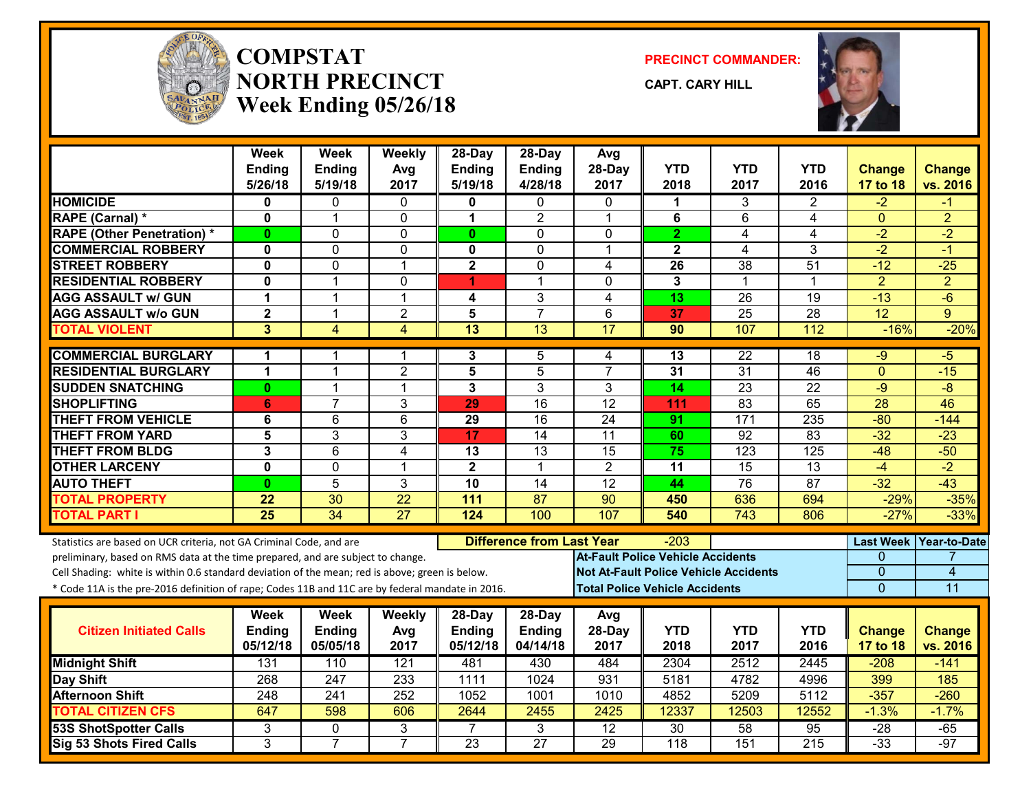# COMPSTAT
# NORTH PRECINCT
## Week Ending 05/26/18

**PRECINCT COMMANDER:**

**CAPT. CARY HILL**

| | Week Ending 5/26/18 | Week Ending 5/19/18 | Weekly Avg 2017 | 28-Day Ending 5/19/18 | 28-Day Ending 4/28/18 | Avg 28-Day 2017 | YTD 2018 | YTD 2017 | YTD 2016 | Change 17 to 18 | Change vs. 2016 |
|---|---|---|---|---|---|---|---|---|---|---|---|
| HOMICIDE | 0 | 0 | 0 | 0 | 0 | 0 | 1 | 3 | 2 | -2 | -1 |
| RAPE (Carnal) * | 0 | 1 | 0 | 1 | 2 | 1 | 6 | 6 | 4 | 0 | 2 |
| RAPE (Other Penetration) * | 0 | 0 | 0 | 0 | 0 | 0 | 2 | 4 | 4 | -2 | -2 |
| COMMERCIAL ROBBERY | 0 | 0 | 0 | 0 | 0 | 1 | 2 | 4 | 3 | -2 | -1 |
| STREET ROBBERY | 0 | 0 | 1 | 2 | 0 | 4 | 26 | 38 | 51 | -12 | -25 |
| RESIDENTIAL ROBBERY | 0 | 1 | 0 | 1 | 1 | 0 | 3 | 1 | 1 | 2 | 2 |
| AGG ASSAULT w/ GUN | 1 | 1 | 1 | 4 | 3 | 4 | 13 | 26 | 19 | -13 | -6 |
| AGG ASSAULT w/o GUN | 2 | 1 | 2 | 5 | 7 | 6 | 37 | 25 | 28 | 12 | 9 |
| TOTAL VIOLENT | 3 | 4 | 4 | 13 | 13 | 17 | 90 | 107 | 112 | -16% | -20% |
| COMMERCIAL BURGLARY | 1 | 1 | 1 | 3 | 5 | 4 | 13 | 22 | 18 | -9 | -5 |
| RESIDENTIAL BURGLARY | 1 | 1 | 2 | 5 | 5 | 7 | 31 | 31 | 46 | 0 | -15 |
| SUDDEN SNATCHING | 0 | 1 | 1 | 3 | 3 | 3 | 14 | 23 | 22 | -9 | -8 |
| SHOPLIFTING | 6 | 7 | 3 | 29 | 16 | 12 | 111 | 83 | 65 | 28 | 46 |
| THEFT FROM VEHICLE | 6 | 6 | 6 | 29 | 16 | 24 | 91 | 171 | 235 | -80 | -144 |
| THEFT FROM YARD | 5 | 3 | 3 | 17 | 14 | 11 | 60 | 92 | 83 | -32 | -23 |
| THEFT FROM BLDG | 3 | 6 | 4 | 13 | 13 | 15 | 75 | 123 | 125 | -48 | -50 |
| OTHER LARCENY | 0 | 0 | 1 | 2 | 1 | 2 | 11 | 15 | 13 | -4 | -2 |
| AUTO THEFT | 0 | 5 | 3 | 10 | 14 | 12 | 44 | 76 | 87 | -32 | -43 |
| TOTAL PROPERTY | 22 | 30 | 22 | 111 | 87 | 90 | 450 | 636 | 694 | -29% | -35% |
| TOTAL PART I | 25 | 34 | 27 | 124 | 100 | 107 | 540 | 743 | 806 | -27% | -33% |

Statistics are based on UCR criteria, not GA Criminal Code, and are preliminary, based on RMS data at the time prepared, and are subject to change.
Cell Shading: white is within 0.6 standard deviation of the mean; red is above; green is below.
* Code 11A is the pre-2016 definition of rape; Codes 11B and 11C are by federal mandate in 2016.

**Difference from Last Year:** -203

| | Last Week | Year-to-Date |
|---|---|---|
| At-Fault Police Vehicle Accidents | 0 | 7 |
| Not At-Fault Police Vehicle Accidents | 0 | 4 |
| Total Police Vehicle Accidents | 0 | 11 |

| Citizen Initiated Calls | Week Ending 05/12/18 | Week Ending 05/05/18 | Weekly Avg 2017 | 28-Day Ending 05/12/18 | 28-Day Ending 04/14/18 | Avg 28-Day 2017 | YTD 2018 | YTD 2017 | YTD 2016 | Change 17 to 18 | Change vs. 2016 |
|---|---|---|---|---|---|---|---|---|---|---|---|
| Midnight Shift | 131 | 110 | 121 | 481 | 430 | 484 | 2304 | 2512 | 2445 | -208 | -141 |
| Day Shift | 268 | 247 | 233 | 1111 | 1024 | 931 | 5181 | 4782 | 4996 | 399 | 185 |
| Afternoon Shift | 248 | 241 | 252 | 1052 | 1001 | 1010 | 4852 | 5209 | 5112 | -357 | -260 |
| TOTAL CITIZEN CFS | 647 | 598 | 606 | 2644 | 2455 | 2425 | 12337 | 12503 | 12552 | -1.3% | -1.7% |
| 53S ShotSpotter Calls | 3 | 0 | 3 | 7 | 3 | 12 | 30 | 58 | 95 | -28 | -65 |
| Sig 53 Shots Fired Calls | 3 | 7 | 7 | 23 | 27 | 29 | 118 | 151 | 215 | -33 | -97 |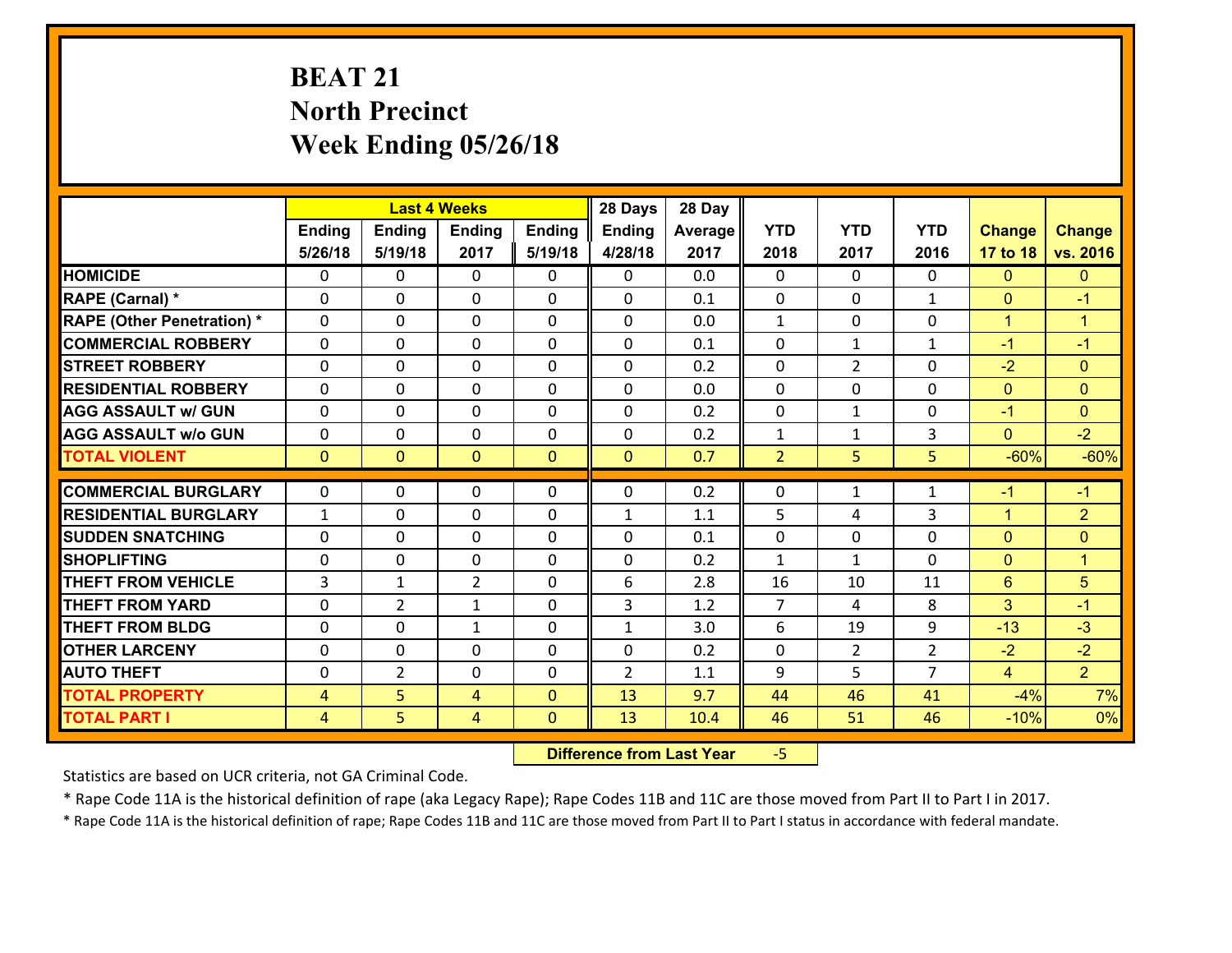# BEAT 21
## North Precinct
## Week Ending 05/26/18

| | Last 4 Weeks | | | | 28 Days | 28 Day | | | | | |
|---|---|---|---|---|---|---|---|---|---|---|---|
| | Ending 5/26/18 | Ending 5/19/18 | Ending 2017 | Ending 5/19/18 | Ending 4/28/18 | Average 2017 | YTD 2018 | YTD 2017 | YTD 2016 | Change 17 to 18 | Change vs. 2016 |
| **HOMICIDE** | 0 | 0 | 0 | 0 | 0 | 0.0 | 0 | 0 | 0 | 0 | 0 |
| **RAPE (Carnal) *** | 0 | 0 | 0 | 0 | 0 | 0.1 | 0 | 0 | 1 | 0 | -1 |
| **RAPE (Other Penetration) *** | 0 | 0 | 0 | 0 | 0 | 0.0 | 1 | 0 | 0 | 1 | 1 |
| **COMMERCIAL ROBBERY** | 0 | 0 | 0 | 0 | 0 | 0.1 | 0 | 1 | 1 | -1 | -1 |
| **STREET ROBBERY** | 0 | 0 | 0 | 0 | 0 | 0.2 | 0 | 2 | 0 | -2 | 0 |
| **RESIDENTIAL ROBBERY** | 0 | 0 | 0 | 0 | 0 | 0.0 | 0 | 0 | 0 | 0 | 0 |
| **AGG ASSAULT w/ GUN** | 0 | 0 | 0 | 0 | 0 | 0.2 | 0 | 1 | 0 | -1 | 0 |
| **AGG ASSAULT w/o GUN** | 0 | 0 | 0 | 0 | 0 | 0.2 | 1 | 1 | 3 | 0 | -2 |
| **TOTAL VIOLENT** | 0 | 0 | 0 | 0 | 0 | 0.7 | 2 | 5 | 5 | -60% | -60% |
| **COMMERCIAL BURGLARY** | 0 | 0 | 0 | 0 | 0 | 0.2 | 0 | 1 | 1 | -1 | -1 |
| **RESIDENTIAL BURGLARY** | 1 | 0 | 0 | 0 | 1 | 1.1 | 5 | 4 | 3 | 1 | 2 |
| **SUDDEN SNATCHING** | 0 | 0 | 0 | 0 | 0 | 0.1 | 0 | 0 | 0 | 0 | 0 |
| **SHOPLIFTING** | 0 | 0 | 0 | 0 | 0 | 0.2 | 1 | 1 | 0 | 0 | 1 |
| **THEFT FROM VEHICLE** | 3 | 1 | 2 | 0 | 6 | 2.8 | 16 | 10 | 11 | 6 | 5 |
| **THEFT FROM YARD** | 0 | 2 | 1 | 0 | 3 | 1.2 | 7 | 4 | 8 | 3 | -1 |
| **THEFT FROM BLDG** | 0 | 0 | 1 | 0 | 1 | 3.0 | 6 | 19 | 9 | -13 | -3 |
| **OTHER LARCENY** | 0 | 0 | 0 | 0 | 0 | 0.2 | 0 | 2 | 2 | -2 | -2 |
| **AUTO THEFT** | 0 | 2 | 0 | 0 | 2 | 1.1 | 9 | 5 | 7 | 4 | 2 |
| **TOTAL PROPERTY** | 4 | 5 | 4 | 0 | 13 | 9.7 | 44 | 46 | 41 | -4% | 7% |
| **TOTAL PART I** | 4 | 5 | 4 | 0 | 13 | 10.4 | 46 | 51 | 46 | -10% | 0% |

**Difference from Last Year** -5

Statistics are based on UCR criteria, not GA Criminal Code.

* Rape Code 11A is the historical definition of rape (aka Legacy Rape); Rape Codes 11B and 11C are those moved from Part II to Part I in 2017.

* Rape Code 11A is the historical definition of rape; Rape Codes 11B and 11C are those moved from Part II to Part I status in accordance with federal mandate.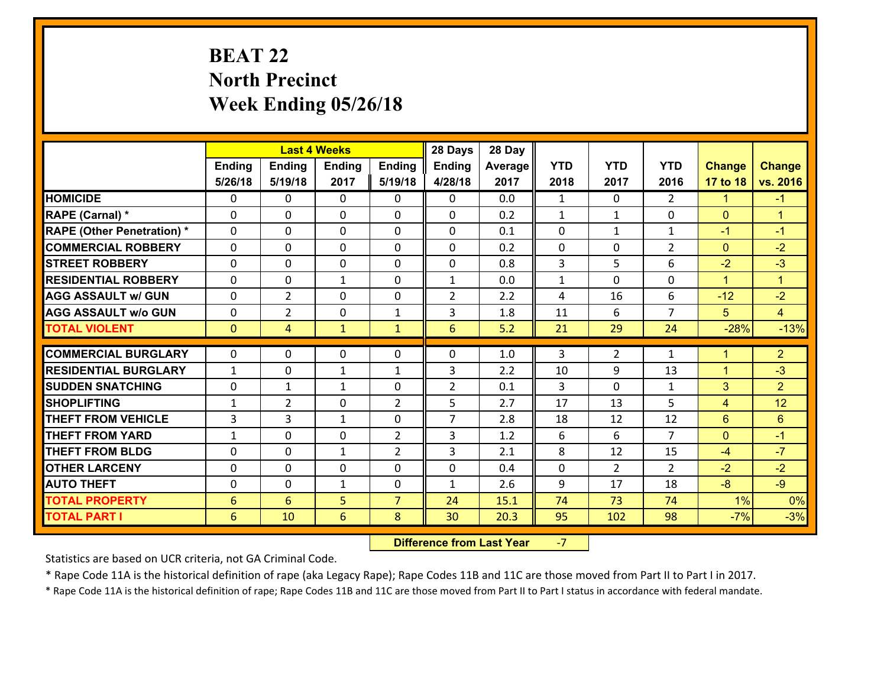# BEAT 22
## North Precinct
## Week Ending 05/26/18

| | Last 4 Weeks | | | | 28 Days | 28 Day | | | | | |
|---|---|---|---|---|---|---|---|---|---|---|---|
| | Ending 5/26/18 | Ending 5/19/18 | Ending 2017 | Ending 5/19/18 | Ending 4/28/18 | Average 2017 | YTD 2018 | YTD 2017 | YTD 2016 | Change 17 to 18 | Change vs. 2016 |
| **HOMICIDE** | 0 | 0 | 0 | 0 | 0 | 0.0 | 1 | 0 | 2 | 1 | -1 |
| **RAPE (Carnal) *** | 0 | 0 | 0 | 0 | 0 | 0.2 | 1 | 1 | 0 | 0 | 1 |
| **RAPE (Other Penetration) *** | 0 | 0 | 0 | 0 | 0 | 0.1 | 0 | 1 | 1 | -1 | -1 |
| **COMMERCIAL ROBBERY** | 0 | 0 | 0 | 0 | 0 | 0.2 | 0 | 0 | 2 | 0 | -2 |
| **STREET ROBBERY** | 0 | 0 | 0 | 0 | 0 | 0.8 | 3 | 5 | 6 | -2 | -3 |
| **RESIDENTIAL ROBBERY** | 0 | 0 | 1 | 0 | 1 | 0.0 | 1 | 0 | 0 | 1 | 1 |
| **AGG ASSAULT w/ GUN** | 0 | 2 | 0 | 0 | 2 | 2.2 | 4 | 16 | 6 | -12 | -2 |
| **AGG ASSAULT w/o GUN** | 0 | 2 | 0 | 1 | 3 | 1.8 | 11 | 6 | 7 | 5 | 4 |
| **TOTAL VIOLENT** | 0 | 4 | 1 | 1 | 6 | 5.2 | 21 | 29 | 24 | -28% | -13% |
| **COMMERCIAL BURGLARY** | 0 | 0 | 0 | 0 | 0 | 1.0 | 3 | 2 | 1 | 1 | 2 |
| **RESIDENTIAL BURGLARY** | 1 | 0 | 1 | 1 | 3 | 2.2 | 10 | 9 | 13 | 1 | -3 |
| **SUDDEN SNATCHING** | 0 | 1 | 1 | 0 | 2 | 0.1 | 3 | 0 | 1 | 3 | 2 |
| **SHOPLIFTING** | 1 | 2 | 0 | 2 | 5 | 2.7 | 17 | 13 | 5 | 4 | 12 |
| **THEFT FROM VEHICLE** | 3 | 3 | 1 | 0 | 7 | 2.8 | 18 | 12 | 12 | 6 | 6 |
| **THEFT FROM YARD** | 1 | 0 | 0 | 2 | 3 | 1.2 | 6 | 6 | 7 | 0 | -1 |
| **THEFT FROM BLDG** | 0 | 0 | 1 | 2 | 3 | 2.1 | 8 | 12 | 15 | -4 | -7 |
| **OTHER LARCENY** | 0 | 0 | 0 | 0 | 0 | 0.4 | 0 | 2 | 2 | -2 | -2 |
| **AUTO THEFT** | 0 | 0 | 1 | 0 | 1 | 2.6 | 9 | 17 | 18 | -8 | -9 |
| **TOTAL PROPERTY** | 6 | 6 | 5 | 7 | 24 | 15.1 | 74 | 73 | 74 | 1% | 0% |
| **TOTAL PART I** | 6 | 10 | 6 | 8 | 30 | 20.3 | 95 | 102 | 98 | -7% | -3% |

**Difference from Last Year** -7

Statistics are based on UCR criteria, not GA Criminal Code.

* Rape Code 11A is the historical definition of rape (aka Legacy Rape); Rape Codes 11B and 11C are those moved from Part II to Part I in 2017.

* Rape Code 11A is the historical definition of rape; Rape Codes 11B and 11C are those moved from Part II to Part I status in accordance with federal mandate.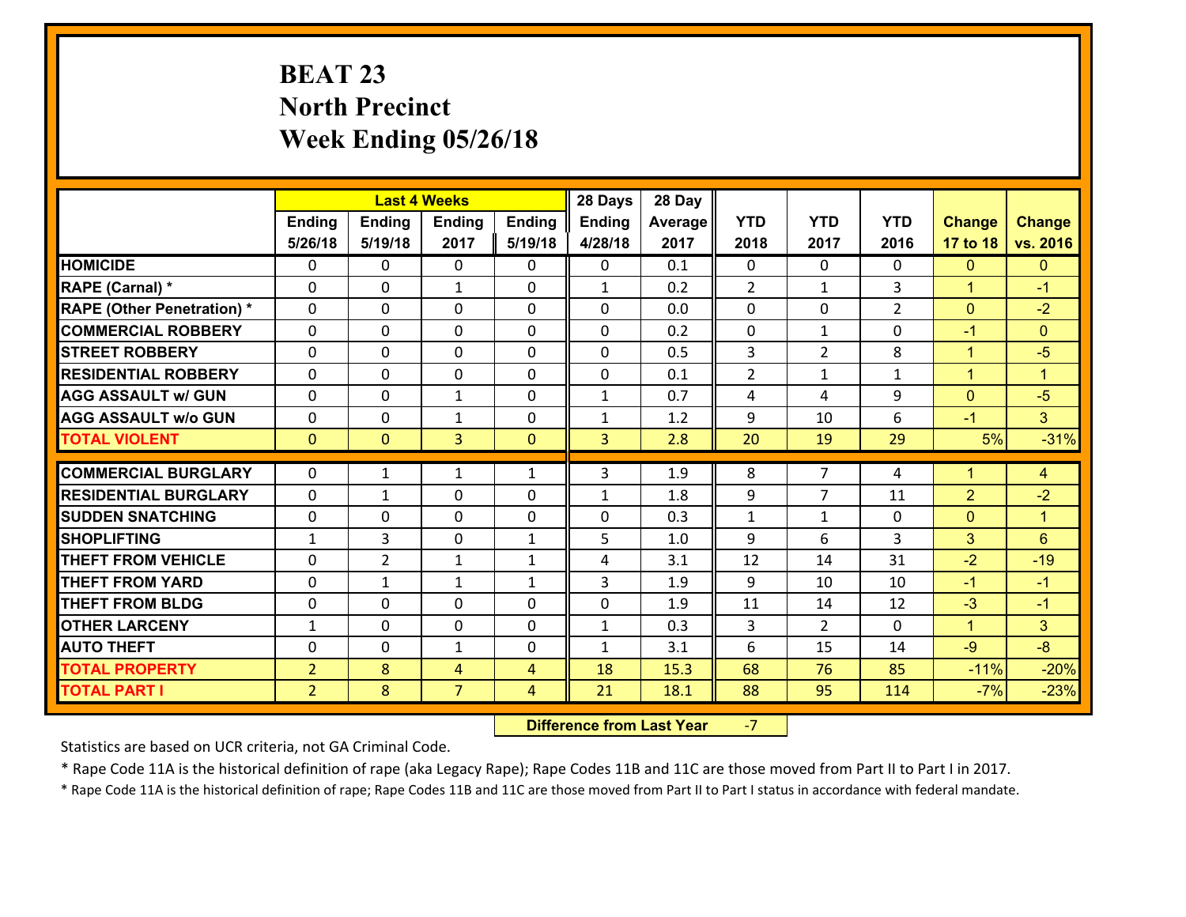# BEAT 23
# North Precinct
# Week Ending 05/26/18

| | Last 4 Weeks | | | | 28 Days | 28 Day | | | | | |
|---|---|---|---|---|---|---|---|---|---|---|---|
| | Ending 5/26/18 | Ending 5/19/18 | Ending 2017 | Ending 5/19/18 | Ending 4/28/18 | Average 2017 | YTD 2018 | YTD 2017 | YTD 2016 | Change 17 to 18 | Change vs. 2016 |
| **HOMICIDE** | 0 | 0 | 0 | 0 | 0 | 0.1 | 0 | 0 | 0 | 0 | 0 |
| **RAPE (Carnal) *** | 0 | 0 | 1 | 0 | 1 | 0.2 | 2 | 1 | 3 | 1 | -1 |
| **RAPE (Other Penetration) *** | 0 | 0 | 0 | 0 | 0 | 0.0 | 0 | 0 | 2 | 0 | -2 |
| **COMMERCIAL ROBBERY** | 0 | 0 | 0 | 0 | 0 | 0.2 | 0 | 1 | 0 | -1 | 0 |
| **STREET ROBBERY** | 0 | 0 | 0 | 0 | 0 | 0.5 | 3 | 2 | 8 | 1 | -5 |
| **RESIDENTIAL ROBBERY** | 0 | 0 | 0 | 0 | 0 | 0.1 | 2 | 1 | 1 | 1 | 1 |
| **AGG ASSAULT w/ GUN** | 0 | 0 | 1 | 0 | 1 | 0.7 | 4 | 4 | 9 | 0 | -5 |
| **AGG ASSAULT w/o GUN** | 0 | 0 | 1 | 0 | 1 | 1.2 | 9 | 10 | 6 | -1 | 3 |
| **TOTAL VIOLENT** | 0 | 0 | 3 | 0 | 3 | 2.8 | 20 | 19 | 29 | 5% | -31% |
| **COMMERCIAL BURGLARY** | 0 | 1 | 1 | 1 | 3 | 1.9 | 8 | 7 | 4 | 1 | 4 |
| **RESIDENTIAL BURGLARY** | 0 | 1 | 0 | 0 | 1 | 1.8 | 9 | 7 | 11 | 2 | -2 |
| **SUDDEN SNATCHING** | 0 | 0 | 0 | 0 | 0 | 0.3 | 1 | 1 | 0 | 0 | 1 |
| **SHOPLIFTING** | 1 | 3 | 0 | 1 | 5 | 1.0 | 9 | 6 | 3 | 3 | 6 |
| **THEFT FROM VEHICLE** | 0 | 2 | 1 | 1 | 4 | 3.1 | 12 | 14 | 31 | -2 | -19 |
| **THEFT FROM YARD** | 0 | 1 | 1 | 1 | 3 | 1.9 | 9 | 10 | 10 | -1 | -1 |
| **THEFT FROM BLDG** | 0 | 0 | 0 | 0 | 0 | 1.9 | 11 | 14 | 12 | -3 | -1 |
| **OTHER LARCENY** | 1 | 0 | 0 | 0 | 1 | 0.3 | 3 | 2 | 0 | 1 | 3 |
| **AUTO THEFT** | 0 | 0 | 1 | 0 | 1 | 3.1 | 6 | 15 | 14 | -9 | -8 |
| **TOTAL PROPERTY** | 2 | 8 | 4 | 4 | 18 | 15.3 | 68 | 76 | 85 | -11% | -20% |
| **TOTAL PART I** | 2 | 8 | 7 | 4 | 21 | 18.1 | 88 | 95 | 114 | -7% | -23% |

**Difference from Last Year** -7

Statistics are based on UCR criteria, not GA Criminal Code.

* Rape Code 11A is the historical definition of rape (aka Legacy Rape); Rape Codes 11B and 11C are those moved from Part II to Part I in 2017.

* Rape Code 11A is the historical definition of rape; Rape Codes 11B and 11C are those moved from Part II to Part I status in accordance with federal mandate.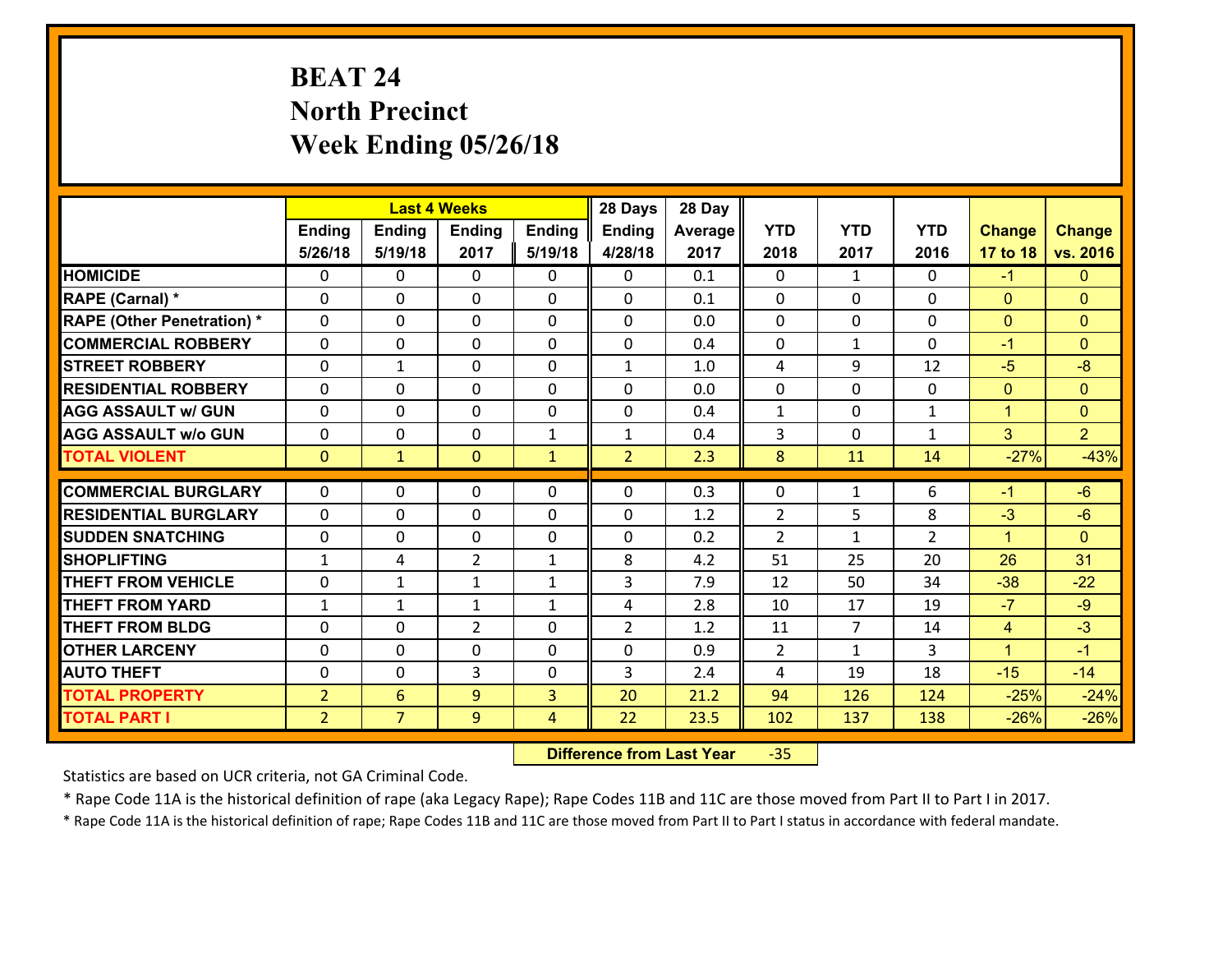# BEAT 24
## North Precinct
## Week Ending 05/26/18

| | Last 4 Weeks | | | | 28 Days | 28 Day | | | | | |
|---|---|---|---|---|---|---|---|---|---|---|---|
| | Ending 5/26/18 | Ending 5/19/18 | Ending 2017 | Ending 5/19/18 | Ending 4/28/18 | Average 2017 | YTD 2018 | YTD 2017 | YTD 2016 | Change 17 to 18 | Change vs. 2016 |
| **HOMICIDE** | 0 | 0 | 0 | 0 | 0 | 0.1 | 0 | 1 | 0 | -1 | 0 |
| **RAPE (Carnal) *** | 0 | 0 | 0 | 0 | 0 | 0.1 | 0 | 0 | 0 | 0 | 0 |
| **RAPE (Other Penetration) *** | 0 | 0 | 0 | 0 | 0 | 0.0 | 0 | 0 | 0 | 0 | 0 |
| **COMMERCIAL ROBBERY** | 0 | 0 | 0 | 0 | 0 | 0.4 | 0 | 1 | 0 | -1 | 0 |
| **STREET ROBBERY** | 0 | 1 | 0 | 0 | 1 | 1.0 | 4 | 9 | 12 | -5 | -8 |
| **RESIDENTIAL ROBBERY** | 0 | 0 | 0 | 0 | 0 | 0.0 | 0 | 0 | 0 | 0 | 0 |
| **AGG ASSAULT w/ GUN** | 0 | 0 | 0 | 0 | 0 | 0.4 | 1 | 0 | 1 | 1 | 0 |
| **AGG ASSAULT w/o GUN** | 0 | 0 | 0 | 1 | 1 | 0.4 | 3 | 0 | 1 | 3 | 2 |
| **TOTAL VIOLENT** | 0 | 1 | 0 | 1 | 2 | 2.3 | 8 | 11 | 14 | -27% | -43% |
| **COMMERCIAL BURGLARY** | 0 | 0 | 0 | 0 | 0 | 0.3 | 0 | 1 | 6 | -1 | -6 |
| **RESIDENTIAL BURGLARY** | 0 | 0 | 0 | 0 | 0 | 1.2 | 2 | 5 | 8 | -3 | -6 |
| **SUDDEN SNATCHING** | 0 | 0 | 0 | 0 | 0 | 0.2 | 2 | 1 | 2 | 1 | 0 |
| **SHOPLIFTING** | 1 | 4 | 2 | 1 | 8 | 4.2 | 51 | 25 | 20 | 26 | 31 |
| **THEFT FROM VEHICLE** | 0 | 1 | 1 | 1 | 3 | 7.9 | 12 | 50 | 34 | -38 | -22 |
| **THEFT FROM YARD** | 1 | 1 | 1 | 1 | 4 | 2.8 | 10 | 17 | 19 | -7 | -9 |
| **THEFT FROM BLDG** | 0 | 0 | 2 | 0 | 2 | 1.2 | 11 | 7 | 14 | 4 | -3 |
| **OTHER LARCENY** | 0 | 0 | 0 | 0 | 0 | 0.9 | 2 | 1 | 3 | 1 | -1 |
| **AUTO THEFT** | 0 | 0 | 3 | 0 | 3 | 2.4 | 4 | 19 | 18 | -15 | -14 |
| **TOTAL PROPERTY** | 2 | 6 | 9 | 3 | 20 | 21.2 | 94 | 126 | 124 | -25% | -24% |
| **TOTAL PART I** | 2 | 7 | 9 | 4 | 22 | 23.5 | 102 | 137 | 138 | -26% | -26% |

**Difference from Last Year** -35

Statistics are based on UCR criteria, not GA Criminal Code.

* Rape Code 11A is the historical definition of rape (aka Legacy Rape); Rape Codes 11B and 11C are those moved from Part II to Part I in 2017.

* Rape Code 11A is the historical definition of rape; Rape Codes 11B and 11C are those moved from Part II to Part I status in accordance with federal mandate.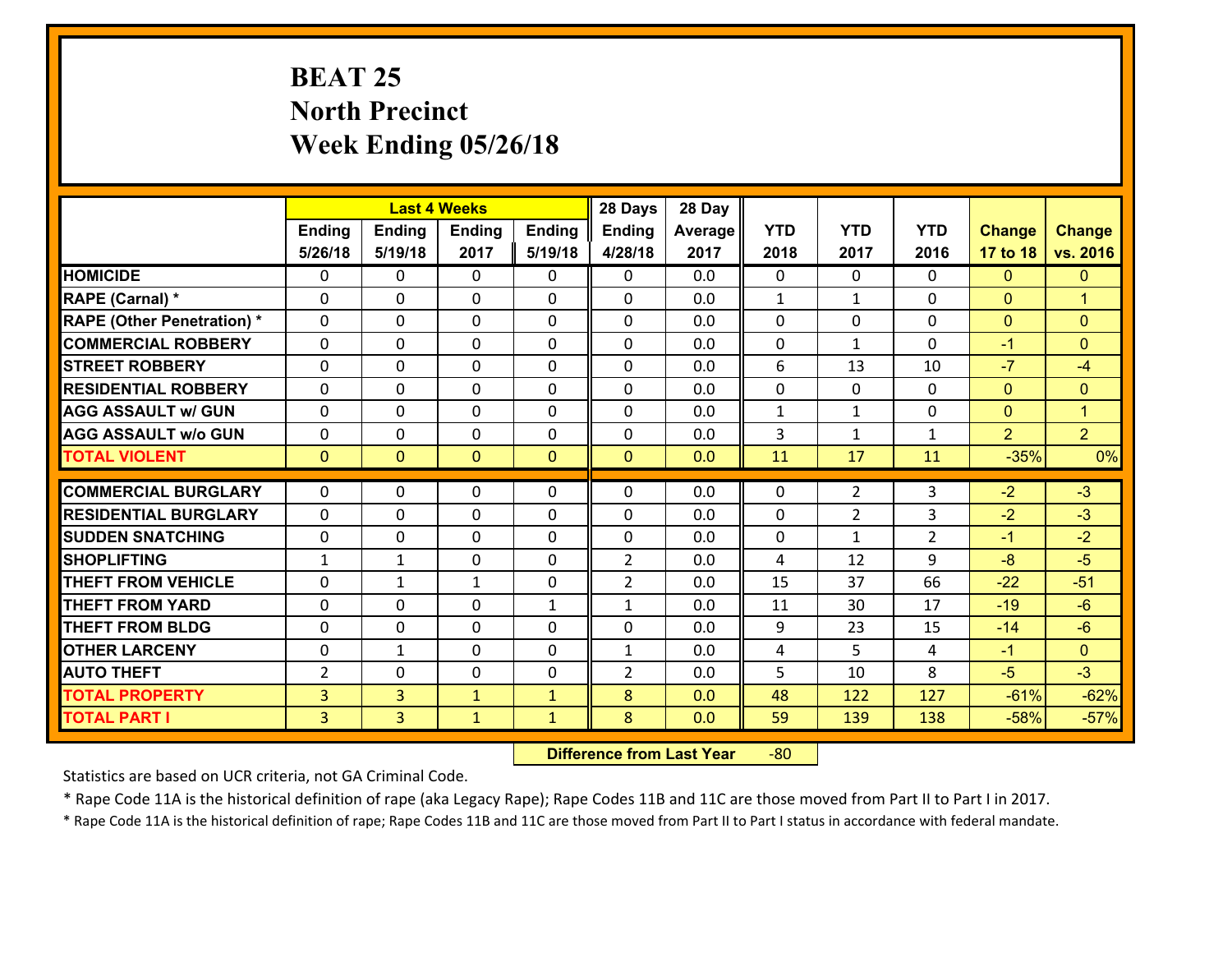# BEAT 25
## North Precinct
## Week Ending 05/26/18

| | Last 4 Weeks | | | | 28 Days | 28 Day | | | | | |
|---|---|---|---|---|---|---|---|---|---|---|---|
| | Ending 5/26/18 | Ending 5/19/18 | Ending 2017 | Ending 5/19/18 | Ending 4/28/18 | Average 2017 | YTD 2018 | YTD 2017 | YTD 2016 | Change 17 to 18 | Change vs. 2016 |
| **HOMICIDE** | 0 | 0 | 0 | 0 | 0 | 0.0 | 0 | 0 | 0 | 0 | 0 |
| **RAPE (Carnal) *** | 0 | 0 | 0 | 0 | 0 | 0.0 | 1 | 1 | 0 | 0 | 1 |
| **RAPE (Other Penetration) *** | 0 | 0 | 0 | 0 | 0 | 0.0 | 0 | 0 | 0 | 0 | 0 |
| **COMMERCIAL ROBBERY** | 0 | 0 | 0 | 0 | 0 | 0.0 | 0 | 1 | 0 | -1 | 0 |
| **STREET ROBBERY** | 0 | 0 | 0 | 0 | 0 | 0.0 | 6 | 13 | 10 | -7 | -4 |
| **RESIDENTIAL ROBBERY** | 0 | 0 | 0 | 0 | 0 | 0.0 | 0 | 0 | 0 | 0 | 0 |
| **AGG ASSAULT w/ GUN** | 0 | 0 | 0 | 0 | 0 | 0.0 | 1 | 1 | 0 | 0 | 1 |
| **AGG ASSAULT w/o GUN** | 0 | 0 | 0 | 0 | 0 | 0.0 | 3 | 1 | 1 | 2 | 2 |
| **TOTAL VIOLENT** | 0 | 0 | 0 | 0 | 0 | 0.0 | 11 | 17 | 11 | -35% | 0% |
| **COMMERCIAL BURGLARY** | 0 | 0 | 0 | 0 | 0 | 0.0 | 0 | 2 | 3 | -2 | -3 |
| **RESIDENTIAL BURGLARY** | 0 | 0 | 0 | 0 | 0 | 0.0 | 0 | 2 | 3 | -2 | -3 |
| **SUDDEN SNATCHING** | 0 | 0 | 0 | 0 | 0 | 0.0 | 0 | 1 | 2 | -1 | -2 |
| **SHOPLIFTING** | 1 | 1 | 0 | 0 | 2 | 0.0 | 4 | 12 | 9 | -8 | -5 |
| **THEFT FROM VEHICLE** | 0 | 1 | 1 | 0 | 2 | 0.0 | 15 | 37 | 66 | -22 | -51 |
| **THEFT FROM YARD** | 0 | 0 | 0 | 1 | 1 | 0.0 | 11 | 30 | 17 | -19 | -6 |
| **THEFT FROM BLDG** | 0 | 0 | 0 | 0 | 0 | 0.0 | 9 | 23 | 15 | -14 | -6 |
| **OTHER LARCENY** | 0 | 1 | 0 | 0 | 1 | 0.0 | 4 | 5 | 4 | -1 | 0 |
| **AUTO THEFT** | 2 | 0 | 0 | 0 | 2 | 0.0 | 5 | 10 | 8 | -5 | -3 |
| **TOTAL PROPERTY** | 3 | 3 | 1 | 1 | 8 | 0.0 | 48 | 122 | 127 | -61% | -62% |
| **TOTAL PART I** | 3 | 3 | 1 | 1 | 8 | 0.0 | 59 | 139 | 138 | -58% | -57% |

**Difference from Last Year** -80

Statistics are based on UCR criteria, not GA Criminal Code.

* Rape Code 11A is the historical definition of rape (aka Legacy Rape); Rape Codes 11B and 11C are those moved from Part II to Part I in 2017.

* Rape Code 11A is the historical definition of rape; Rape Codes 11B and 11C are those moved from Part II to Part I status in accordance with federal mandate.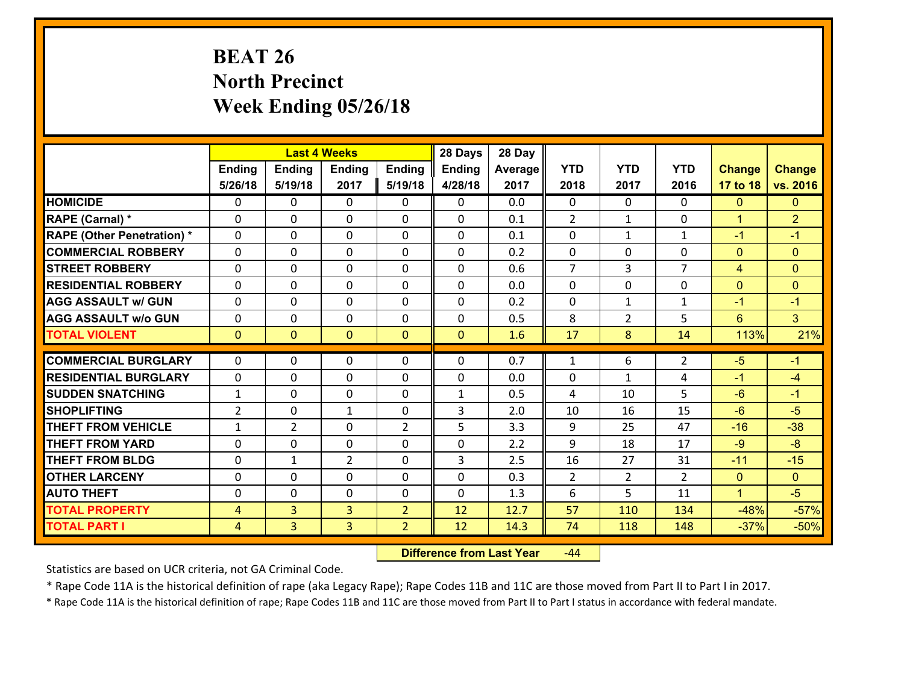# BEAT 26
## North Precinct
## Week Ending 05/26/18

| | Last 4 Weeks | | | | 28 Days | 28 Day | | | | | |
|---|---|---|---|---|---|---|---|---|---|---|---|
| | Ending 5/26/18 | Ending 5/19/18 | Ending 2017 | Ending 5/19/18 | Ending 4/28/18 | Average 2017 | YTD 2018 | YTD 2017 | YTD 2016 | Change 17 to 18 | Change vs. 2016 |
| **HOMICIDE** | 0 | 0 | 0 | 0 | 0 | 0.0 | 0 | 0 | 0 | 0 | 0 |
| **RAPE (Carnal) *** | 0 | 0 | 0 | 0 | 0 | 0.1 | 2 | 1 | 0 | 1 | 2 |
| **RAPE (Other Penetration) *** | 0 | 0 | 0 | 0 | 0 | 0.1 | 0 | 1 | 1 | -1 | -1 |
| **COMMERCIAL ROBBERY** | 0 | 0 | 0 | 0 | 0 | 0.2 | 0 | 0 | 0 | 0 | 0 |
| **STREET ROBBERY** | 0 | 0 | 0 | 0 | 0 | 0.6 | 7 | 3 | 7 | 4 | 0 |
| **RESIDENTIAL ROBBERY** | 0 | 0 | 0 | 0 | 0 | 0.0 | 0 | 0 | 0 | 0 | 0 |
| **AGG ASSAULT w/ GUN** | 0 | 0 | 0 | 0 | 0 | 0.2 | 0 | 1 | 1 | -1 | -1 |
| **AGG ASSAULT w/o GUN** | 0 | 0 | 0 | 0 | 0 | 0.5 | 8 | 2 | 5 | 6 | 3 |
| **TOTAL VIOLENT** | 0 | 0 | 0 | 0 | 0 | 1.6 | 17 | 8 | 14 | 113% | 21% |
| **COMMERCIAL BURGLARY** | 0 | 0 | 0 | 0 | 0 | 0.7 | 1 | 6 | 2 | -5 | -1 |
| **RESIDENTIAL BURGLARY** | 0 | 0 | 0 | 0 | 0 | 0.0 | 0 | 1 | 4 | -1 | -4 |
| **SUDDEN SNATCHING** | 1 | 0 | 0 | 0 | 1 | 0.5 | 4 | 10 | 5 | -6 | -1 |
| **SHOPLIFTING** | 2 | 0 | 1 | 0 | 3 | 2.0 | 10 | 16 | 15 | -6 | -5 |
| **THEFT FROM VEHICLE** | 1 | 2 | 0 | 2 | 5 | 3.3 | 9 | 25 | 47 | -16 | -38 |
| **THEFT FROM YARD** | 0 | 0 | 0 | 0 | 0 | 2.2 | 9 | 18 | 17 | -9 | -8 |
| **THEFT FROM BLDG** | 0 | 1 | 2 | 0 | 3 | 2.5 | 16 | 27 | 31 | -11 | -15 |
| **OTHER LARCENY** | 0 | 0 | 0 | 0 | 0 | 0.3 | 2 | 2 | 2 | 0 | 0 |
| **AUTO THEFT** | 0 | 0 | 0 | 0 | 0 | 1.3 | 6 | 5 | 11 | 1 | -5 |
| **TOTAL PROPERTY** | 4 | 3 | 3 | 2 | 12 | 12.7 | 57 | 110 | 134 | -48% | -57% |
| **TOTAL PART I** | 4 | 3 | 3 | 2 | 12 | 14.3 | 74 | 118 | 148 | -37% | -50% |

**Difference from Last Year** -44

Statistics are based on UCR criteria, not GA Criminal Code.

* Rape Code 11A is the historical definition of rape (aka Legacy Rape); Rape Codes 11B and 11C are those moved from Part II to Part I in 2017.

* Rape Code 11A is the historical definition of rape; Rape Codes 11B and 11C are those moved from Part II to Part I status in accordance with federal mandate.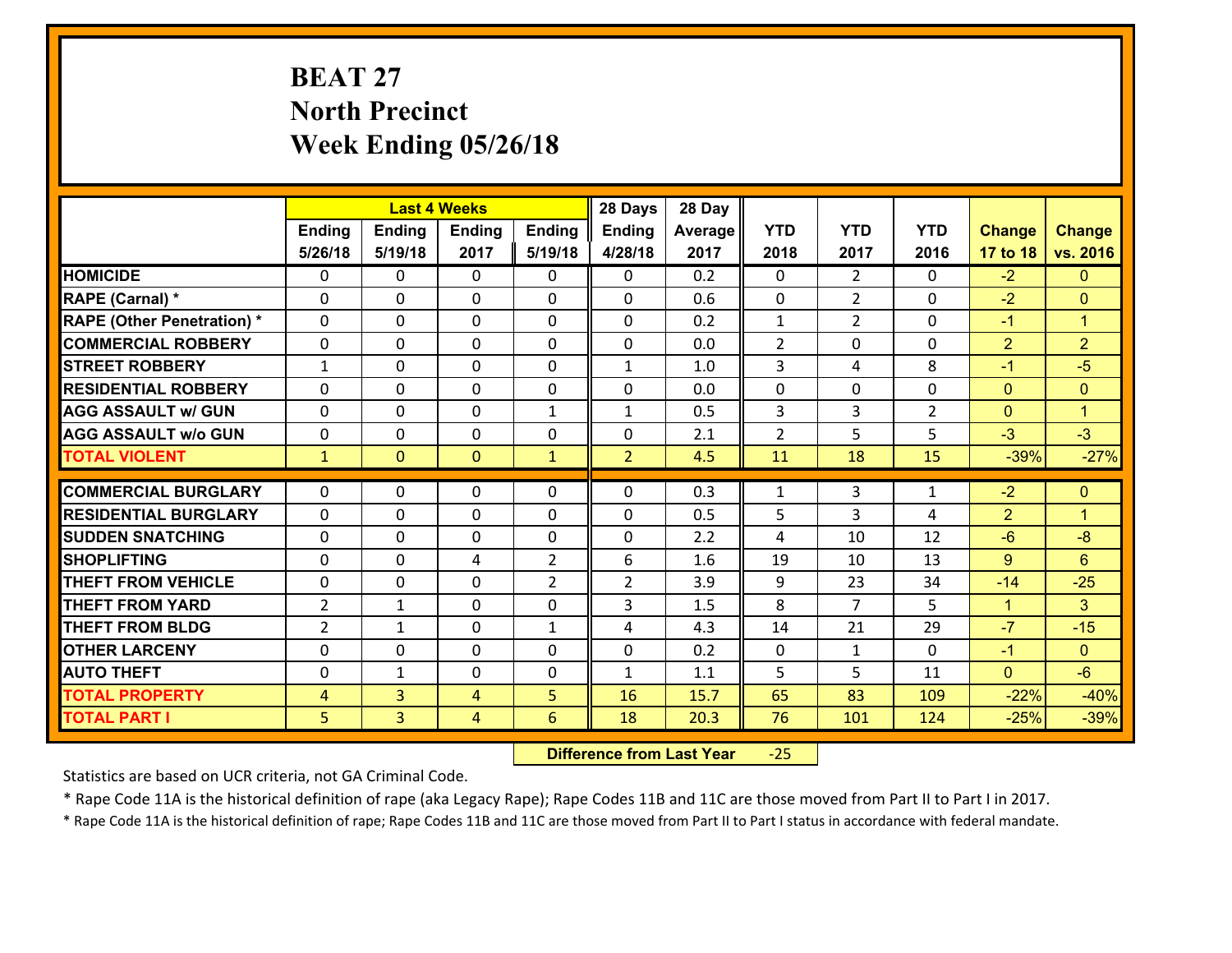# BEAT 27
## North Precinct
## Week Ending 05/26/18

| | Last 4 Weeks | | | | 28 Days | 28 Day | | | | | |
|---|---|---|---|---|---|---|---|---|---|---|---|
| | Ending 5/26/18 | Ending 5/19/18 | Ending 2017 | Ending 5/19/18 | Ending 4/28/18 | Average 2017 | YTD 2018 | YTD 2017 | YTD 2016 | Change 17 to 18 | Change vs. 2016 |
| **HOMICIDE** | 0 | 0 | 0 | 0 | 0 | 0.2 | 0 | 2 | 0 | -2 | 0 |
| **RAPE (Carnal) *** | 0 | 0 | 0 | 0 | 0 | 0.6 | 0 | 2 | 0 | -2 | 0 |
| **RAPE (Other Penetration) *** | 0 | 0 | 0 | 0 | 0 | 0.2 | 1 | 2 | 0 | -1 | 1 |
| **COMMERCIAL ROBBERY** | 0 | 0 | 0 | 0 | 0 | 0.0 | 2 | 0 | 0 | 2 | 2 |
| **STREET ROBBERY** | 1 | 0 | 0 | 0 | 1 | 1.0 | 3 | 4 | 8 | -1 | -5 |
| **RESIDENTIAL ROBBERY** | 0 | 0 | 0 | 0 | 0 | 0.0 | 0 | 0 | 0 | 0 | 0 |
| **AGG ASSAULT w/ GUN** | 0 | 0 | 0 | 1 | 1 | 0.5 | 3 | 3 | 2 | 0 | 1 |
| **AGG ASSAULT w/o GUN** | 0 | 0 | 0 | 0 | 0 | 2.1 | 2 | 5 | 5 | -3 | -3 |
| **TOTAL VIOLENT** | 1 | 0 | 0 | 1 | 2 | 4.5 | 11 | 18 | 15 | -39% | -27% |
| **COMMERCIAL BURGLARY** | 0 | 0 | 0 | 0 | 0 | 0.3 | 1 | 3 | 1 | -2 | 0 |
| **RESIDENTIAL BURGLARY** | 0 | 0 | 0 | 0 | 0 | 0.5 | 5 | 3 | 4 | 2 | 1 |
| **SUDDEN SNATCHING** | 0 | 0 | 0 | 0 | 0 | 2.2 | 4 | 10 | 12 | -6 | -8 |
| **SHOPLIFTING** | 0 | 0 | 4 | 2 | 6 | 1.6 | 19 | 10 | 13 | 9 | 6 |
| **THEFT FROM VEHICLE** | 0 | 0 | 0 | 2 | 2 | 3.9 | 9 | 23 | 34 | -14 | -25 |
| **THEFT FROM YARD** | 2 | 1 | 0 | 0 | 3 | 1.5 | 8 | 7 | 5 | 1 | 3 |
| **THEFT FROM BLDG** | 2 | 1 | 0 | 1 | 4 | 4.3 | 14 | 21 | 29 | -7 | -15 |
| **OTHER LARCENY** | 0 | 0 | 0 | 0 | 0 | 0.2 | 0 | 1 | 0 | -1 | 0 |
| **AUTO THEFT** | 0 | 1 | 0 | 0 | 1 | 1.1 | 5 | 5 | 11 | 0 | -6 |
| **TOTAL PROPERTY** | 4 | 3 | 4 | 5 | 16 | 15.7 | 65 | 83 | 109 | -22% | -40% |
| **TOTAL PART I** | 5 | 3 | 4 | 6 | 18 | 20.3 | 76 | 101 | 124 | -25% | -39% |

**Difference from Last Year** -25

Statistics are based on UCR criteria, not GA Criminal Code.

* Rape Code 11A is the historical definition of rape (aka Legacy Rape); Rape Codes 11B and 11C are those moved from Part II to Part I in 2017.

* Rape Code 11A is the historical definition of rape; Rape Codes 11B and 11C are those moved from Part II to Part I status in accordance with federal mandate.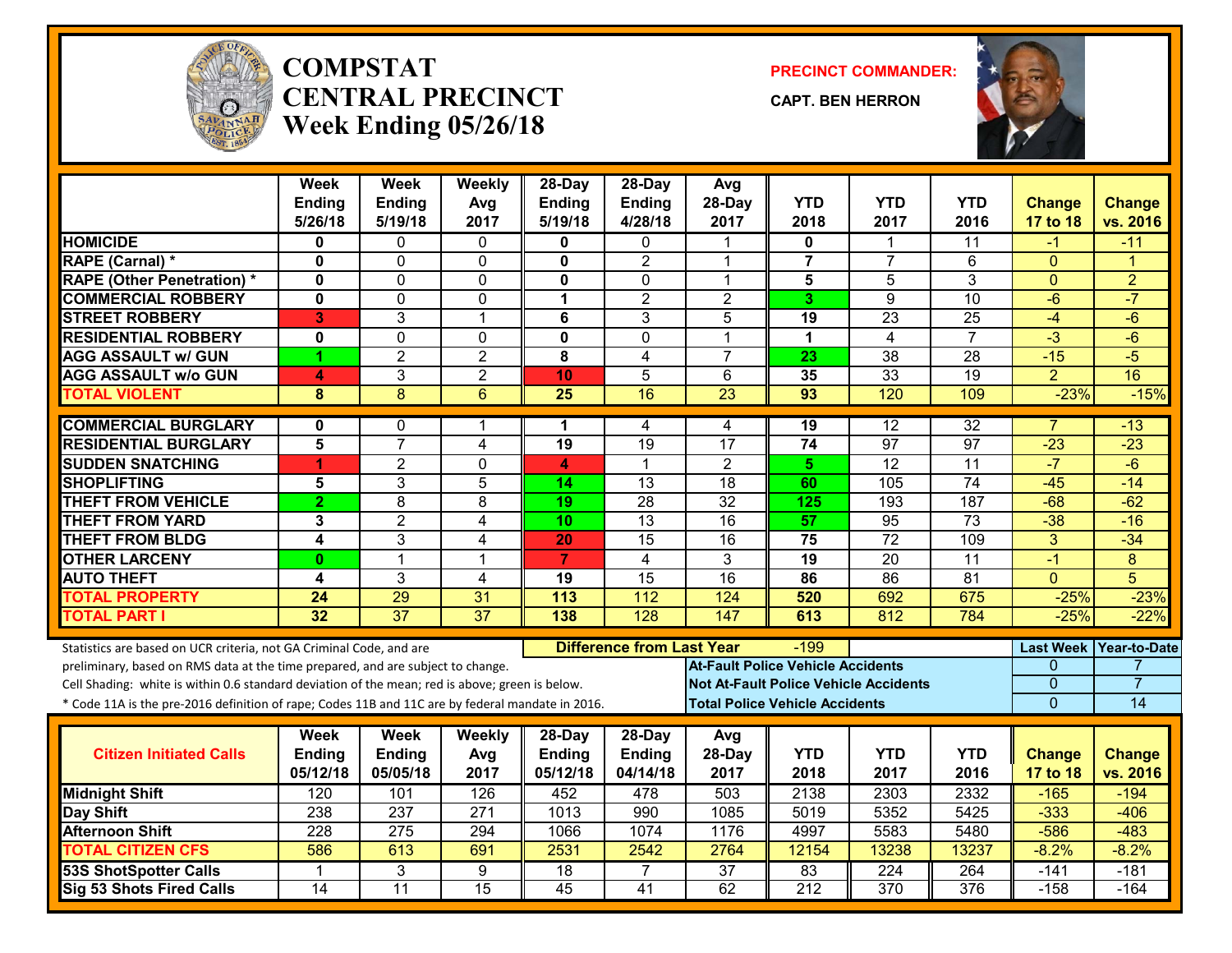# COMPSTAT CENTRAL PRECINCT
## Week Ending 05/26/18

**PRECINCT COMMANDER:**

**CAPT. BEN HERRON**

| | Week Ending 5/26/18 | Week Ending 5/19/18 | Weekly Avg 2017 | 28-Day Ending 5/19/18 | 28-Day Ending 4/28/18 | Avg 28-Day 2017 | YTD 2018 | YTD 2017 | YTD 2016 | Change 17 to 18 | Change vs. 2016 |
|---|---|---|---|---|---|---|---|---|---|---|---|
| HOMICIDE | 0 | 0 | 0 | 0 | 0 | 1 | 0 | 1 | 11 | -1 | -11 |
| RAPE (Carnal) * | 0 | 0 | 0 | 0 | 2 | 1 | 7 | 7 | 6 | 0 | 1 |
| RAPE (Other Penetration) * | 0 | 0 | 0 | 0 | 0 | 1 | 5 | 5 | 3 | 0 | 2 |
| COMMERCIAL ROBBERY | 0 | 0 | 0 | 1 | 2 | 2 | 3 | 9 | 10 | -6 | -7 |
| STREET ROBBERY | 3 | 3 | 1 | 6 | 3 | 5 | 19 | 23 | 25 | -4 | -6 |
| RESIDENTIAL ROBBERY | 0 | 0 | 0 | 0 | 0 | 1 | 1 | 4 | 7 | -3 | -6 |
| AGG ASSAULT w/ GUN | 1 | 2 | 2 | 8 | 4 | 7 | 23 | 38 | 28 | -15 | -5 |
| AGG ASSAULT w/o GUN | 4 | 3 | 2 | 10 | 5 | 6 | 35 | 33 | 19 | 2 | 16 |
| TOTAL VIOLENT | 8 | 8 | 6 | 25 | 16 | 23 | 93 | 120 | 109 | -23% | -15% |
| COMMERCIAL BURGLARY | 0 | 0 | 1 | 1 | 4 | 4 | 19 | 12 | 32 | 7 | -13 |
| RESIDENTIAL BURGLARY | 5 | 7 | 4 | 19 | 19 | 17 | 74 | 97 | 97 | -23 | -23 |
| SUDDEN SNATCHING | 1 | 2 | 0 | 4 | 1 | 2 | 5 | 12 | 11 | -7 | -6 |
| SHOPLIFTING | 5 | 3 | 5 | 14 | 13 | 18 | 60 | 105 | 74 | -45 | -14 |
| THEFT FROM VEHICLE | 2 | 8 | 8 | 19 | 28 | 32 | 125 | 193 | 187 | -68 | -62 |
| THEFT FROM YARD | 3 | 2 | 4 | 10 | 13 | 16 | 57 | 95 | 73 | -38 | -16 |
| THEFT FROM BLDG | 4 | 3 | 4 | 20 | 15 | 16 | 75 | 72 | 109 | 3 | -34 |
| OTHER LARCENY | 0 | 1 | 1 | 7 | 4 | 3 | 19 | 20 | 11 | -1 | 8 |
| AUTO THEFT | 4 | 3 | 4 | 19 | 15 | 16 | 86 | 86 | 81 | 0 | 5 |
| TOTAL PROPERTY | 24 | 29 | 31 | 113 | 112 | 124 | 520 | 692 | 675 | -25% | -23% |
| TOTAL PART I | 32 | 37 | 37 | 138 | 128 | 147 | 613 | 812 | 784 | -25% | -22% |

Statistics are based on UCR criteria, not GA Criminal Code, and are preliminary, based on RMS data at the time prepared, and are subject to change.

Cell Shading: white is within 0.6 standard deviation of the mean; red is above; green is below.

* Code 11A is the pre-2016 definition of rape; Codes 11B and 11C are by federal mandate in 2016.

**Difference from Last Year:** -199

| | Last Week | Year-to-Date |
|---|---|---|
| At-Fault Police Vehicle Accidents | 0 | 7 |
| Not At-Fault Police Vehicle Accidents | 0 | 7 |
| Total Police Vehicle Accidents | 0 | 14 |

| Citizen Initiated Calls | Week Ending 05/12/18 | Week Ending 05/05/18 | Weekly Avg 2017 | 28-Day Ending 05/12/18 | 28-Day Ending 04/14/18 | Avg 28-Day 2017 | YTD 2018 | YTD 2017 | YTD 2016 | Change 17 to 18 | Change vs. 2016 |
|---|---|---|---|---|---|---|---|---|---|---|---|
| Midnight Shift | 120 | 101 | 126 | 452 | 478 | 503 | 2138 | 2303 | 2332 | -165 | -194 |
| Day Shift | 238 | 237 | 271 | 1013 | 990 | 1085 | 5019 | 5352 | 5425 | -333 | -406 |
| Afternoon Shift | 228 | 275 | 294 | 1066 | 1074 | 1176 | 4997 | 5583 | 5480 | -586 | -483 |
| TOTAL CITIZEN CFS | 586 | 613 | 691 | 2531 | 2542 | 2764 | 12154 | 13238 | 13237 | -8.2% | -8.2% |
| 53S ShotSpotter Calls | 1 | 3 | 9 | 18 | 7 | 37 | 83 | 224 | 264 | -141 | -181 |
| Sig 53 Shots Fired Calls | 14 | 11 | 15 | 45 | 41 | 62 | 212 | 370 | 376 | -158 | -164 |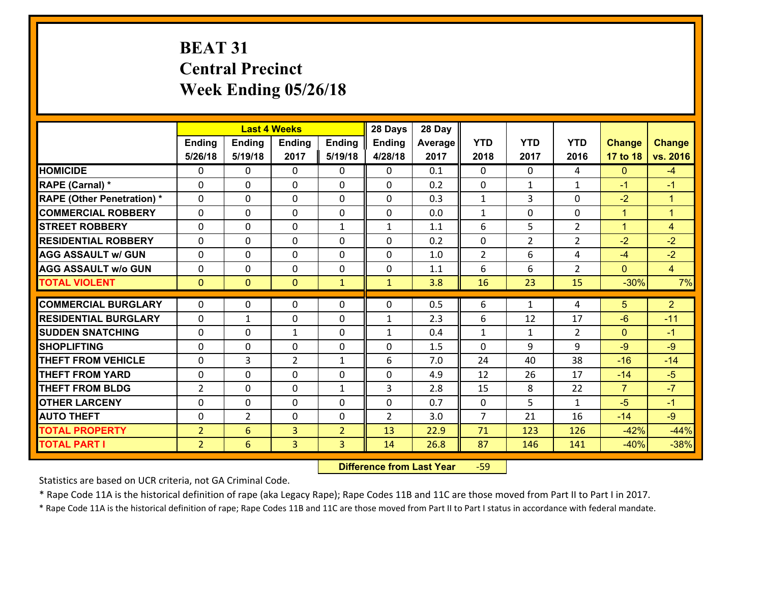# BEAT 31
## Central Precinct
## Week Ending 05/26/18

| | Last 4 Weeks | | | | 28 Days | 28 Day | | | | | |
|---|---|---|---|---|---|---|---|---|---|---|---|
| | Ending 5/26/18 | Ending 5/19/18 | Ending 2017 | Ending 5/19/18 | Ending 4/28/18 | Average 2017 | YTD 2018 | YTD 2017 | YTD 2016 | Change 17 to 18 | Change vs. 2016 |
| HOMICIDE | 0 | 0 | 0 | 0 | 0 | 0.1 | 0 | 0 | 4 | 0 | -4 |
| RAPE (Carnal) * | 0 | 0 | 0 | 0 | 0 | 0.2 | 0 | 1 | 1 | -1 | -1 |
| RAPE (Other Penetration) * | 0 | 0 | 0 | 0 | 0 | 0.3 | 1 | 3 | 0 | -2 | 1 |
| COMMERCIAL ROBBERY | 0 | 0 | 0 | 0 | 0 | 0.0 | 1 | 0 | 0 | 1 | 1 |
| STREET ROBBERY | 0 | 0 | 0 | 1 | 1 | 1.1 | 6 | 5 | 2 | 1 | 4 |
| RESIDENTIAL ROBBERY | 0 | 0 | 0 | 0 | 0 | 0.2 | 0 | 2 | 2 | -2 | -2 |
| AGG ASSAULT w/ GUN | 0 | 0 | 0 | 0 | 0 | 1.0 | 2 | 6 | 4 | -4 | -2 |
| AGG ASSAULT w/o GUN | 0 | 0 | 0 | 0 | 0 | 1.1 | 6 | 6 | 2 | 0 | 4 |
| TOTAL VIOLENT | 0 | 0 | 0 | 1 | 1 | 3.8 | 16 | 23 | 15 | -30% | 7% |
| COMMERCIAL BURGLARY | 0 | 0 | 0 | 0 | 0 | 0.5 | 6 | 1 | 4 | 5 | 2 |
| RESIDENTIAL BURGLARY | 0 | 1 | 0 | 0 | 1 | 2.3 | 6 | 12 | 17 | -6 | -11 |
| SUDDEN SNATCHING | 0 | 0 | 1 | 0 | 1 | 0.4 | 1 | 1 | 2 | 0 | -1 |
| SHOPLIFTING | 0 | 0 | 0 | 0 | 0 | 1.5 | 0 | 9 | 9 | -9 | -9 |
| THEFT FROM VEHICLE | 0 | 3 | 2 | 1 | 6 | 7.0 | 24 | 40 | 38 | -16 | -14 |
| THEFT FROM YARD | 0 | 0 | 0 | 0 | 0 | 4.9 | 12 | 26 | 17 | -14 | -5 |
| THEFT FROM BLDG | 2 | 0 | 0 | 1 | 3 | 2.8 | 15 | 8 | 22 | 7 | -7 |
| OTHER LARCENY | 0 | 0 | 0 | 0 | 0 | 0.7 | 0 | 5 | 1 | -5 | -1 |
| AUTO THEFT | 0 | 2 | 0 | 0 | 2 | 3.0 | 7 | 21 | 16 | -14 | -9 |
| TOTAL PROPERTY | 2 | 6 | 3 | 2 | 13 | 22.9 | 71 | 123 | 126 | -42% | -44% |
| TOTAL PART I | 2 | 6 | 3 | 3 | 14 | 26.8 | 87 | 146 | 141 | -40% | -38% |

**Difference from Last Year** -59

Statistics are based on UCR criteria, not GA Criminal Code.

* Rape Code 11A is the historical definition of rape (aka Legacy Rape); Rape Codes 11B and 11C are those moved from Part II to Part I in 2017.

* Rape Code 11A is the historical definition of rape; Rape Codes 11B and 11C are those moved from Part II to Part I status in accordance with federal mandate.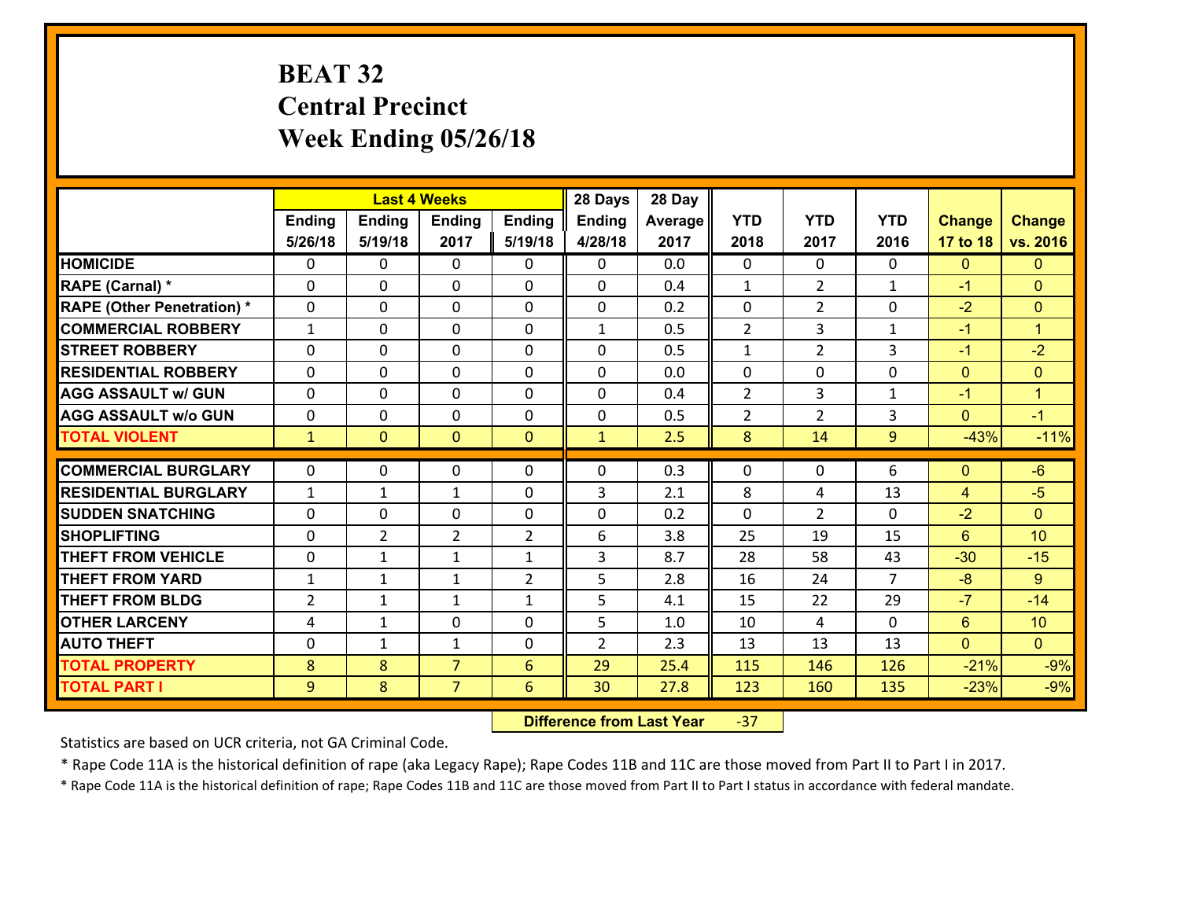# BEAT 32
## Central Precinct
## Week Ending 05/26/18

| | Last 4 Weeks | | | | 28 Days | 28 Day | | | | | |
|---|---|---|---|---|---|---|---|---|---|---|---|
| | Ending 5/26/18 | Ending 5/19/18 | Ending 2017 | Ending 5/19/18 | Ending 4/28/18 | Average 2017 | YTD 2018 | YTD 2017 | YTD 2016 | Change 17 to 18 | Change vs. 2016 |
| **HOMICIDE** | 0 | 0 | 0 | 0 | 0 | 0.0 | 0 | 0 | 0 | 0 | 0 |
| **RAPE (Carnal) *** | 0 | 0 | 0 | 0 | 0 | 0.4 | 1 | 2 | 1 | -1 | 0 |
| **RAPE (Other Penetration) *** | 0 | 0 | 0 | 0 | 0 | 0.2 | 0 | 2 | 0 | -2 | 0 |
| **COMMERCIAL ROBBERY** | 1 | 0 | 0 | 0 | 1 | 0.5 | 2 | 3 | 1 | -1 | 1 |
| **STREET ROBBERY** | 0 | 0 | 0 | 0 | 0 | 0.5 | 1 | 2 | 3 | -1 | -2 |
| **RESIDENTIAL ROBBERY** | 0 | 0 | 0 | 0 | 0 | 0.0 | 0 | 0 | 0 | 0 | 0 |
| **AGG ASSAULT w/ GUN** | 0 | 0 | 0 | 0 | 0 | 0.4 | 2 | 3 | 1 | -1 | 1 |
| **AGG ASSAULT w/o GUN** | 0 | 0 | 0 | 0 | 0 | 0.5 | 2 | 2 | 3 | 0 | -1 |
| **TOTAL VIOLENT** | 1 | 0 | 0 | 0 | 1 | 2.5 | 8 | 14 | 9 | -43% | -11% |
| **COMMERCIAL BURGLARY** | 0 | 0 | 0 | 0 | 0 | 0.3 | 0 | 0 | 6 | 0 | -6 |
| **RESIDENTIAL BURGLARY** | 1 | 1 | 1 | 0 | 3 | 2.1 | 8 | 4 | 13 | 4 | -5 |
| **SUDDEN SNATCHING** | 0 | 0 | 0 | 0 | 0 | 0.2 | 0 | 2 | 0 | -2 | 0 |
| **SHOPLIFTING** | 0 | 2 | 2 | 2 | 6 | 3.8 | 25 | 19 | 15 | 6 | 10 |
| **THEFT FROM VEHICLE** | 0 | 1 | 1 | 1 | 3 | 8.7 | 28 | 58 | 43 | -30 | -15 |
| **THEFT FROM YARD** | 1 | 1 | 1 | 2 | 5 | 2.8 | 16 | 24 | 7 | -8 | 9 |
| **THEFT FROM BLDG** | 2 | 1 | 1 | 1 | 5 | 4.1 | 15 | 22 | 29 | -7 | -14 |
| **OTHER LARCENY** | 4 | 1 | 0 | 0 | 5 | 1.0 | 10 | 4 | 0 | 6 | 10 |
| **AUTO THEFT** | 0 | 1 | 1 | 0 | 2 | 2.3 | 13 | 13 | 13 | 0 | 0 |
| **TOTAL PROPERTY** | 8 | 8 | 7 | 6 | 29 | 25.4 | 115 | 146 | 126 | -21% | -9% |
| **TOTAL PART I** | 9 | 8 | 7 | 6 | 30 | 27.8 | 123 | 160 | 135 | -23% | -9% |

**Difference from Last Year** -37

Statistics are based on UCR criteria, not GA Criminal Code.

* Rape Code 11A is the historical definition of rape (aka Legacy Rape); Rape Codes 11B and 11C are those moved from Part II to Part I in 2017.

* Rape Code 11A is the historical definition of rape; Rape Codes 11B and 11C are those moved from Part II to Part I status in accordance with federal mandate.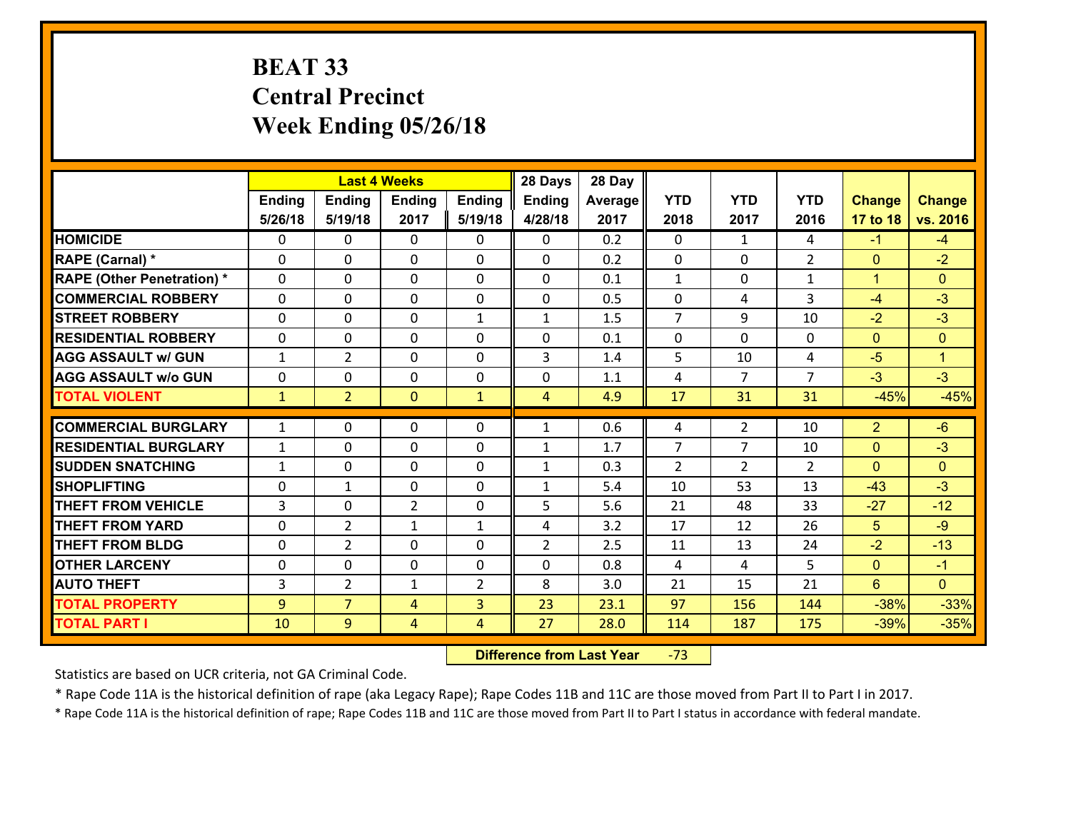# BEAT 33
# Central Precinct
# Week Ending 05/26/18

| | Last 4 Weeks | | | | 28 Days | 28 Day | | | | | |
|---|---|---|---|---|---|---|---|---|---|---|---|
| | Ending 5/26/18 | Ending 5/19/18 | Ending 2017 | Ending 5/19/18 | Ending 4/28/18 | Average 2017 | YTD 2018 | YTD 2017 | YTD 2016 | Change 17 to 18 | Change vs. 2016 |
| **HOMICIDE** | 0 | 0 | 0 | 0 | 0 | 0.2 | 0 | 1 | 4 | -1 | -4 |
| **RAPE (Carnal) *** | 0 | 0 | 0 | 0 | 0 | 0.2 | 0 | 0 | 2 | 0 | -2 |
| **RAPE (Other Penetration) *** | 0 | 0 | 0 | 0 | 0 | 0.1 | 1 | 0 | 1 | 1 | 0 |
| **COMMERCIAL ROBBERY** | 0 | 0 | 0 | 0 | 0 | 0.5 | 0 | 4 | 3 | -4 | -3 |
| **STREET ROBBERY** | 0 | 0 | 0 | 1 | 1 | 1.5 | 7 | 9 | 10 | -2 | -3 |
| **RESIDENTIAL ROBBERY** | 0 | 0 | 0 | 0 | 0 | 0.1 | 0 | 0 | 0 | 0 | 0 |
| **AGG ASSAULT w/ GUN** | 1 | 2 | 0 | 0 | 3 | 1.4 | 5 | 10 | 4 | -5 | 1 |
| **AGG ASSAULT w/o GUN** | 0 | 0 | 0 | 0 | 0 | 1.1 | 4 | 7 | 7 | -3 | -3 |
| **TOTAL VIOLENT** | 1 | 2 | 0 | 1 | 4 | 4.9 | 17 | 31 | 31 | -45% | -45% |
| **COMMERCIAL BURGLARY** | 1 | 0 | 0 | 0 | 1 | 0.6 | 4 | 2 | 10 | 2 | -6 |
| **RESIDENTIAL BURGLARY** | 1 | 0 | 0 | 0 | 1 | 1.7 | 7 | 7 | 10 | 0 | -3 |
| **SUDDEN SNATCHING** | 1 | 0 | 0 | 0 | 1 | 0.3 | 2 | 2 | 2 | 0 | 0 |
| **SHOPLIFTING** | 0 | 1 | 0 | 0 | 1 | 5.4 | 10 | 53 | 13 | -43 | -3 |
| **THEFT FROM VEHICLE** | 3 | 0 | 2 | 0 | 5 | 5.6 | 21 | 48 | 33 | -27 | -12 |
| **THEFT FROM YARD** | 0 | 2 | 1 | 1 | 4 | 3.2 | 17 | 12 | 26 | 5 | -9 |
| **THEFT FROM BLDG** | 0 | 2 | 0 | 0 | 2 | 2.5 | 11 | 13 | 24 | -2 | -13 |
| **OTHER LARCENY** | 0 | 0 | 0 | 0 | 0 | 0.8 | 4 | 4 | 5 | 0 | -1 |
| **AUTO THEFT** | 3 | 2 | 1 | 2 | 8 | 3.0 | 21 | 15 | 21 | 6 | 0 |
| **TOTAL PROPERTY** | 9 | 7 | 4 | 3 | 23 | 23.1 | 97 | 156 | 144 | -38% | -33% |
| **TOTAL PART I** | 10 | 9 | 4 | 4 | 27 | 28.0 | 114 | 187 | 175 | -39% | -35% |

**Difference from Last Year** -73

Statistics are based on UCR criteria, not GA Criminal Code.

* Rape Code 11A is the historical definition of rape (aka Legacy Rape); Rape Codes 11B and 11C are those moved from Part II to Part I in 2017.

* Rape Code 11A is the historical definition of rape; Rape Codes 11B and 11C are those moved from Part II to Part I status in accordance with federal mandate.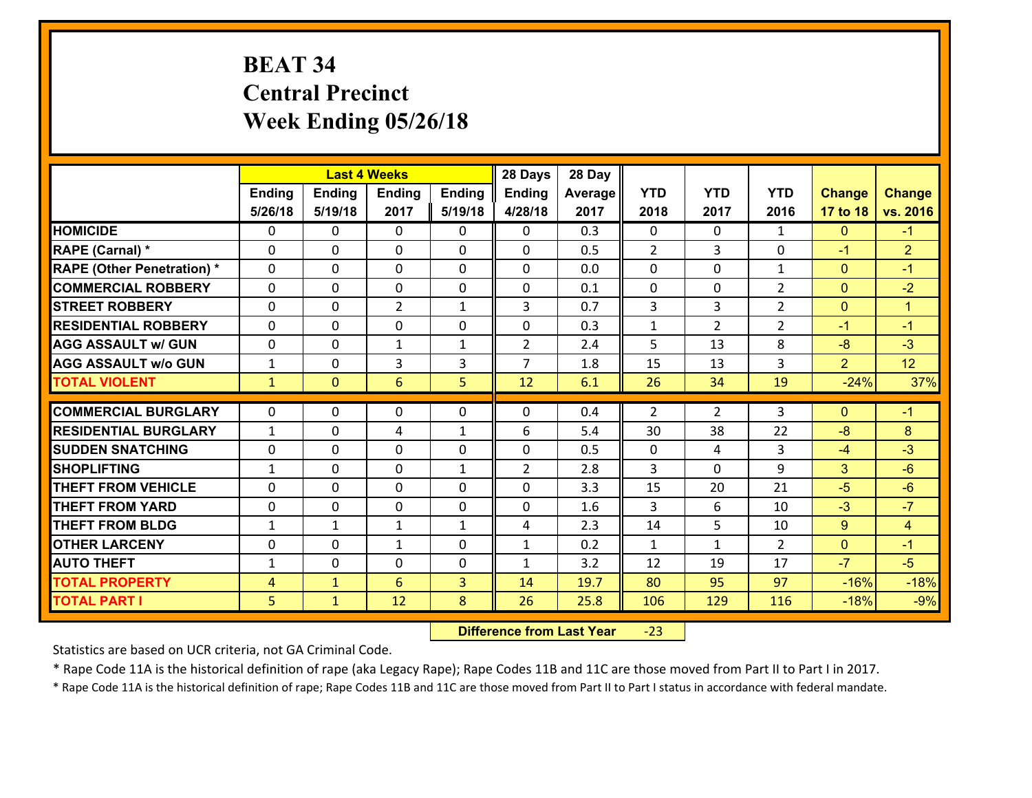# BEAT 34
## Central Precinct
## Week Ending 05/26/18

| | Last 4 Weeks | | | | 28 Days | 28 Day | | | | | |
|---|---|---|---|---|---|---|---|---|---|---|---|
| | Ending 5/26/18 | Ending 5/19/18 | Ending 2017 | Ending 5/19/18 | Ending 4/28/18 | Average 2017 | YTD 2018 | YTD 2017 | YTD 2016 | Change 17 to 18 | Change vs. 2016 |
| **HOMICIDE** | 0 | 0 | 0 | 0 | 0 | 0.3 | 0 | 0 | 1 | 0 | -1 |
| **RAPE (Carnal) *** | 0 | 0 | 0 | 0 | 0 | 0.5 | 2 | 3 | 0 | -1 | 2 |
| **RAPE (Other Penetration) *** | 0 | 0 | 0 | 0 | 0 | 0.0 | 0 | 0 | 1 | 0 | -1 |
| **COMMERCIAL ROBBERY** | 0 | 0 | 0 | 0 | 0 | 0.1 | 0 | 0 | 2 | 0 | -2 |
| **STREET ROBBERY** | 0 | 0 | 2 | 1 | 3 | 0.7 | 3 | 3 | 2 | 0 | 1 |
| **RESIDENTIAL ROBBERY** | 0 | 0 | 0 | 0 | 0 | 0.3 | 1 | 2 | 2 | -1 | -1 |
| **AGG ASSAULT w/ GUN** | 0 | 0 | 1 | 1 | 2 | 2.4 | 5 | 13 | 8 | -8 | -3 |
| **AGG ASSAULT w/o GUN** | 1 | 0 | 3 | 3 | 7 | 1.8 | 15 | 13 | 3 | 2 | 12 |
| **TOTAL VIOLENT** | 1 | 0 | 6 | 5 | 12 | 6.1 | 26 | 34 | 19 | -24% | 37% |
| **COMMERCIAL BURGLARY** | 0 | 0 | 0 | 0 | 0 | 0.4 | 2 | 2 | 3 | 0 | -1 |
| **RESIDENTIAL BURGLARY** | 1 | 0 | 4 | 1 | 6 | 5.4 | 30 | 38 | 22 | -8 | 8 |
| **SUDDEN SNATCHING** | 0 | 0 | 0 | 0 | 0 | 0.5 | 0 | 4 | 3 | -4 | -3 |
| **SHOPLIFTING** | 1 | 0 | 0 | 1 | 2 | 2.8 | 3 | 0 | 9 | 3 | -6 |
| **THEFT FROM VEHICLE** | 0 | 0 | 0 | 0 | 0 | 3.3 | 15 | 20 | 21 | -5 | -6 |
| **THEFT FROM YARD** | 0 | 0 | 0 | 0 | 0 | 1.6 | 3 | 6 | 10 | -3 | -7 |
| **THEFT FROM BLDG** | 1 | 1 | 1 | 1 | 4 | 2.3 | 14 | 5 | 10 | 9 | 4 |
| **OTHER LARCENY** | 0 | 0 | 1 | 0 | 1 | 0.2 | 1 | 1 | 2 | 0 | -1 |
| **AUTO THEFT** | 1 | 0 | 0 | 0 | 1 | 3.2 | 12 | 19 | 17 | -7 | -5 |
| **TOTAL PROPERTY** | 4 | 1 | 6 | 3 | 14 | 19.7 | 80 | 95 | 97 | -16% | -18% |
| **TOTAL PART I** | 5 | 1 | 12 | 8 | 26 | 25.8 | 106 | 129 | 116 | -18% | -9% |

**Difference from Last Year** -23

Statistics are based on UCR criteria, not GA Criminal Code.

* Rape Code 11A is the historical definition of rape (aka Legacy Rape); Rape Codes 11B and 11C are those moved from Part II to Part I in 2017.

* Rape Code 11A is the historical definition of rape; Rape Codes 11B and 11C are those moved from Part II to Part I status in accordance with federal mandate.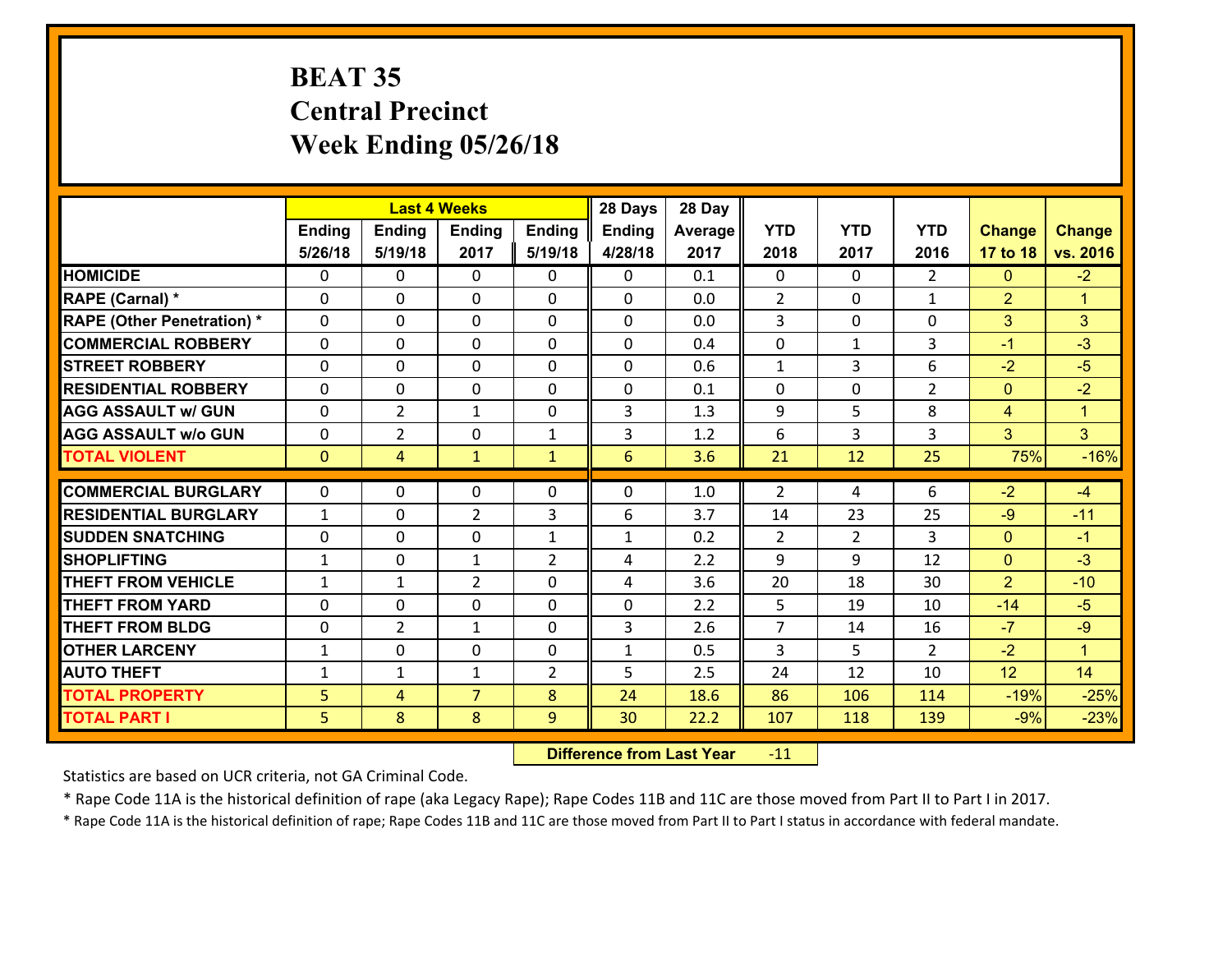# BEAT 35
## Central Precinct
## Week Ending 05/26/18

| | Last 4 Weeks | | | | 28 Days | 28 Day | | | | | |
|---|---|---|---|---|---|---|---|---|---|---|---|
| | Ending 5/26/18 | Ending 5/19/18 | Ending 2017 | Ending 5/19/18 | Ending 4/28/18 | Average 2017 | YTD 2018 | YTD 2017 | YTD 2016 | Change 17 to 18 | Change vs. 2016 |
| HOMICIDE | 0 | 0 | 0 | 0 | 0 | 0.1 | 0 | 0 | 2 | 0 | -2 |
| RAPE (Carnal) * | 0 | 0 | 0 | 0 | 0 | 0.0 | 2 | 0 | 1 | 2 | 1 |
| RAPE (Other Penetration) * | 0 | 0 | 0 | 0 | 0 | 0.0 | 3 | 0 | 0 | 3 | 3 |
| COMMERCIAL ROBBERY | 0 | 0 | 0 | 0 | 0 | 0.4 | 0 | 1 | 3 | -1 | -3 |
| STREET ROBBERY | 0 | 0 | 0 | 0 | 0 | 0.6 | 1 | 3 | 6 | -2 | -5 |
| RESIDENTIAL ROBBERY | 0 | 0 | 0 | 0 | 0 | 0.1 | 0 | 0 | 2 | 0 | -2 |
| AGG ASSAULT w/ GUN | 0 | 2 | 1 | 0 | 3 | 1.3 | 9 | 5 | 8 | 4 | 1 |
| AGG ASSAULT w/o GUN | 0 | 2 | 0 | 1 | 3 | 1.2 | 6 | 3 | 3 | 3 | 3 |
| TOTAL VIOLENT | 0 | 4 | 1 | 1 | 6 | 3.6 | 21 | 12 | 25 | 75% | -16% |
| COMMERCIAL BURGLARY | 0 | 0 | 0 | 0 | 0 | 1.0 | 2 | 4 | 6 | -2 | -4 |
| RESIDENTIAL BURGLARY | 1 | 0 | 2 | 3 | 6 | 3.7 | 14 | 23 | 25 | -9 | -11 |
| SUDDEN SNATCHING | 0 | 0 | 0 | 1 | 1 | 0.2 | 2 | 2 | 3 | 0 | -1 |
| SHOPLIFTING | 1 | 0 | 1 | 2 | 4 | 2.2 | 9 | 9 | 12 | 0 | -3 |
| THEFT FROM VEHICLE | 1 | 1 | 2 | 0 | 4 | 3.6 | 20 | 18 | 30 | 2 | -10 |
| THEFT FROM YARD | 0 | 0 | 0 | 0 | 0 | 2.2 | 5 | 19 | 10 | -14 | -5 |
| THEFT FROM BLDG | 0 | 2 | 1 | 0 | 3 | 2.6 | 7 | 14 | 16 | -7 | -9 |
| OTHER LARCENY | 1 | 0 | 0 | 0 | 1 | 0.5 | 3 | 5 | 2 | -2 | 1 |
| AUTO THEFT | 1 | 1 | 1 | 2 | 5 | 2.5 | 24 | 12 | 10 | 12 | 14 |
| TOTAL PROPERTY | 5 | 4 | 7 | 8 | 24 | 18.6 | 86 | 106 | 114 | -19% | -25% |
| TOTAL PART I | 5 | 8 | 8 | 9 | 30 | 22.2 | 107 | 118 | 139 | -9% | -23% |

**Difference from Last Year** -11

Statistics are based on UCR criteria, not GA Criminal Code.

* Rape Code 11A is the historical definition of rape (aka Legacy Rape); Rape Codes 11B and 11C are those moved from Part II to Part I in 2017.

* Rape Code 11A is the historical definition of rape; Rape Codes 11B and 11C are those moved from Part II to Part I status in accordance with federal mandate.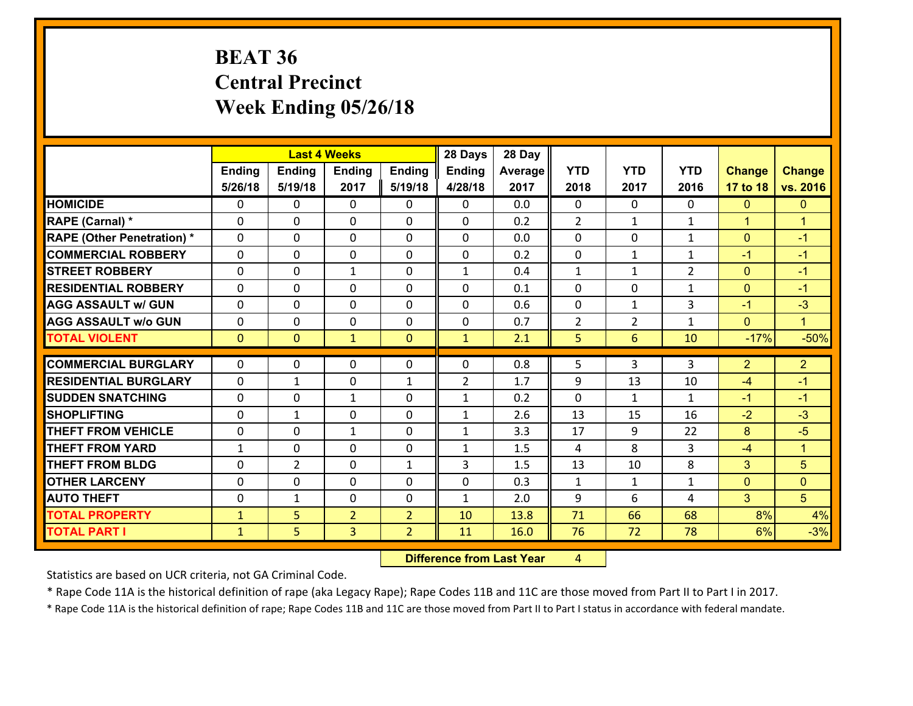# BEAT 36
# Central Precinct
# Week Ending 05/26/18

| | Last 4 Weeks | | | | 28 Days | 28 Day | | | | | |
|---|---|---|---|---|---|---|---|---|---|---|---|
| | Ending 5/26/18 | Ending 5/19/18 | Ending 2017 | Ending 5/19/18 | Ending 4/28/18 | Average 2017 | YTD 2018 | YTD 2017 | YTD 2016 | Change 17 to 18 | Change vs. 2016 |
| HOMICIDE | 0 | 0 | 0 | 0 | 0 | 0.0 | 0 | 0 | 0 | 0 | 0 |
| RAPE (Carnal) * | 0 | 0 | 0 | 0 | 0 | 0.2 | 2 | 1 | 1 | 1 | 1 |
| RAPE (Other Penetration) * | 0 | 0 | 0 | 0 | 0 | 0.0 | 0 | 0 | 1 | 0 | -1 |
| COMMERCIAL ROBBERY | 0 | 0 | 0 | 0 | 0 | 0.2 | 0 | 1 | 1 | -1 | -1 |
| STREET ROBBERY | 0 | 0 | 1 | 0 | 1 | 0.4 | 1 | 1 | 2 | 0 | -1 |
| RESIDENTIAL ROBBERY | 0 | 0 | 0 | 0 | 0 | 0.1 | 0 | 0 | 1 | 0 | -1 |
| AGG ASSAULT w/ GUN | 0 | 0 | 0 | 0 | 0 | 0.6 | 0 | 1 | 3 | -1 | -3 |
| AGG ASSAULT w/o GUN | 0 | 0 | 0 | 0 | 0 | 0.7 | 2 | 2 | 1 | 0 | 1 |
| TOTAL VIOLENT | 0 | 0 | 1 | 0 | 1 | 2.1 | 5 | 6 | 10 | -17% | -50% |
| COMMERCIAL BURGLARY | 0 | 0 | 0 | 0 | 0 | 0.8 | 5 | 3 | 3 | 2 | 2 |
| RESIDENTIAL BURGLARY | 0 | 1 | 0 | 1 | 2 | 1.7 | 9 | 13 | 10 | -4 | -1 |
| SUDDEN SNATCHING | 0 | 0 | 1 | 0 | 1 | 0.2 | 0 | 1 | 1 | -1 | -1 |
| SHOPLIFTING | 0 | 1 | 0 | 0 | 1 | 2.6 | 13 | 15 | 16 | -2 | -3 |
| THEFT FROM VEHICLE | 0 | 0 | 1 | 0 | 1 | 3.3 | 17 | 9 | 22 | 8 | -5 |
| THEFT FROM YARD | 1 | 0 | 0 | 0 | 1 | 1.5 | 4 | 8 | 3 | -4 | 1 |
| THEFT FROM BLDG | 0 | 2 | 0 | 1 | 3 | 1.5 | 13 | 10 | 8 | 3 | 5 |
| OTHER LARCENY | 0 | 0 | 0 | 0 | 0 | 0.3 | 1 | 1 | 1 | 0 | 0 |
| AUTO THEFT | 0 | 1 | 0 | 0 | 1 | 2.0 | 9 | 6 | 4 | 3 | 5 |
| TOTAL PROPERTY | 1 | 5 | 2 | 2 | 10 | 13.8 | 71 | 66 | 68 | 8% | 4% |
| TOTAL PART I | 1 | 5 | 3 | 2 | 11 | 16.0 | 76 | 72 | 78 | 6% | -3% |

**Difference from Last Year** 4

Statistics are based on UCR criteria, not GA Criminal Code.

* Rape Code 11A is the historical definition of rape (aka Legacy Rape); Rape Codes 11B and 11C are those moved from Part II to Part I in 2017.

* Rape Code 11A is the historical definition of rape; Rape Codes 11B and 11C are those moved from Part II to Part I status in accordance with federal mandate.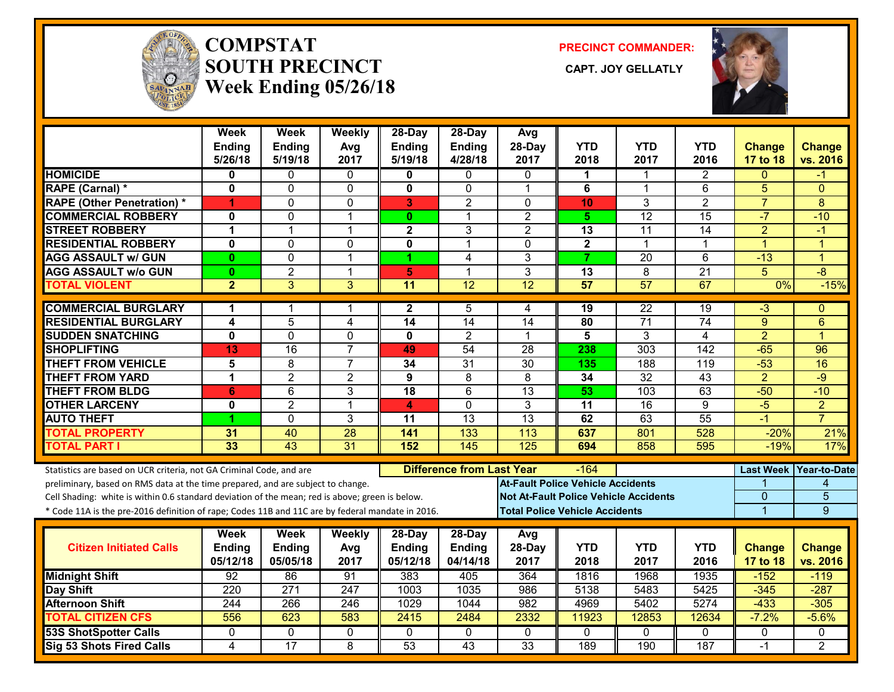# COMPSTAT SOUTH PRECINCT

**Week Ending 05/26/18**

**PRECINCT COMMANDER:**

**CAPT. JOY GELLATLY**

| | Week Ending 5/26/18 | Week Ending 5/19/18 | Weekly Avg 2017 | 28-Day Ending 5/19/18 | 28-Day Ending 4/28/18 | Avg 28-Day 2017 | YTD 2018 | YTD 2017 | YTD 2016 | Change 17 to 18 | Change vs. 2016 |
|---|---|---|---|---|---|---|---|---|---|---|---|
| HOMICIDE | 0 | 0 | 0 | 0 | 0 | 0 | 1 | 1 | 2 | 0 | -1 |
| RAPE (Carnal) * | 0 | 0 | 0 | 0 | 0 | 1 | 6 | 1 | 6 | 5 | 0 |
| RAPE (Other Penetration) * | 1 | 0 | 0 | 3 | 2 | 0 | 10 | 3 | 2 | 7 | 8 |
| COMMERCIAL ROBBERY | 0 | 0 | 1 | 0 | 1 | 2 | 5 | 12 | 15 | -7 | -10 |
| STREET ROBBERY | 1 | 1 | 1 | 2 | 3 | 2 | 13 | 11 | 14 | 2 | -1 |
| RESIDENTIAL ROBBERY | 0 | 0 | 0 | 0 | 1 | 0 | 2 | 1 | 1 | 1 | 1 |
| AGG ASSAULT w/ GUN | 0 | 0 | 1 | 1 | 4 | 3 | 7 | 20 | 6 | -13 | 1 |
| AGG ASSAULT w/o GUN | 0 | 2 | 1 | 5 | 1 | 3 | 13 | 8 | 21 | 5 | -8 |
| TOTAL VIOLENT | 2 | 3 | 3 | 11 | 12 | 12 | 57 | 57 | 67 | 0% | -15% |
| COMMERCIAL BURGLARY | 1 | 1 | 1 | 2 | 5 | 4 | 19 | 22 | 19 | -3 | 0 |
| RESIDENTIAL BURGLARY | 4 | 5 | 4 | 14 | 14 | 14 | 80 | 71 | 74 | 9 | 6 |
| SUDDEN SNATCHING | 0 | 0 | 0 | 0 | 2 | 1 | 5 | 3 | 4 | 2 | 1 |
| SHOPLIFTING | 13 | 16 | 7 | 49 | 54 | 28 | 238 | 303 | 142 | -65 | 96 |
| THEFT FROM VEHICLE | 5 | 8 | 7 | 34 | 31 | 30 | 135 | 188 | 119 | -53 | 16 |
| THEFT FROM YARD | 1 | 2 | 2 | 9 | 8 | 8 | 34 | 32 | 43 | 2 | -9 |
| THEFT FROM BLDG | 6 | 6 | 3 | 18 | 6 | 13 | 53 | 103 | 63 | -50 | -10 |
| OTHER LARCENY | 0 | 2 | 1 | 4 | 0 | 3 | 11 | 16 | 9 | -5 | 2 |
| AUTO THEFT | 1 | 0 | 3 | 11 | 13 | 13 | 62 | 63 | 55 | -1 | 7 |
| TOTAL PROPERTY | 31 | 40 | 28 | 141 | 133 | 113 | 637 | 801 | 528 | -20% | 21% |
| TOTAL PART I | 33 | 43 | 31 | 152 | 145 | 125 | 694 | 858 | 595 | -19% | 17% |

Statistics are based on UCR criteria, not GA Criminal Code, and are preliminary, based on RMS data at the time prepared, and are subject to change.
Cell Shading: white is within 0.6 standard deviation of the mean; red is above; green is below.
* Code 11A is the pre-2016 definition of rape; Codes 11B and 11C are by federal mandate in 2016.

**Difference from Last Year:** -164

| | Last Week | Year-to-Date |
|---|---|---|
| At-Fault Police Vehicle Accidents | 1 | 4 |
| Not At-Fault Police Vehicle Accidents | 0 | 5 |
| Total Police Vehicle Accidents | 1 | 9 |

| Citizen Initiated Calls | Week Ending 05/12/18 | Week Ending 05/05/18 | Weekly Avg 2017 | 28-Day Ending 05/12/18 | 28-Day Ending 04/14/18 | Avg 28-Day 2017 | YTD 2018 | YTD 2017 | YTD 2016 | Change 17 to 18 | Change vs. 2016 |
|---|---|---|---|---|---|---|---|---|---|---|---|
| Midnight Shift | 92 | 86 | 91 | 383 | 405 | 364 | 1816 | 1968 | 1935 | -152 | -119 |
| Day Shift | 220 | 271 | 247 | 1003 | 1035 | 986 | 5138 | 5483 | 5425 | -345 | -287 |
| Afternoon Shift | 244 | 266 | 246 | 1029 | 1044 | 982 | 4969 | 5402 | 5274 | -433 | -305 |
| TOTAL CITIZEN CFS | 556 | 623 | 583 | 2415 | 2484 | 2332 | 11923 | 12853 | 12634 | -7.2% | -5.6% |
| 53S ShotSpotter Calls | 0 | 0 | 0 | 0 | 0 | 0 | 0 | 0 | 0 | 0 | 0 |
| Sig 53 Shots Fired Calls | 4 | 17 | 8 | 53 | 43 | 33 | 189 | 190 | 187 | -1 | 2 |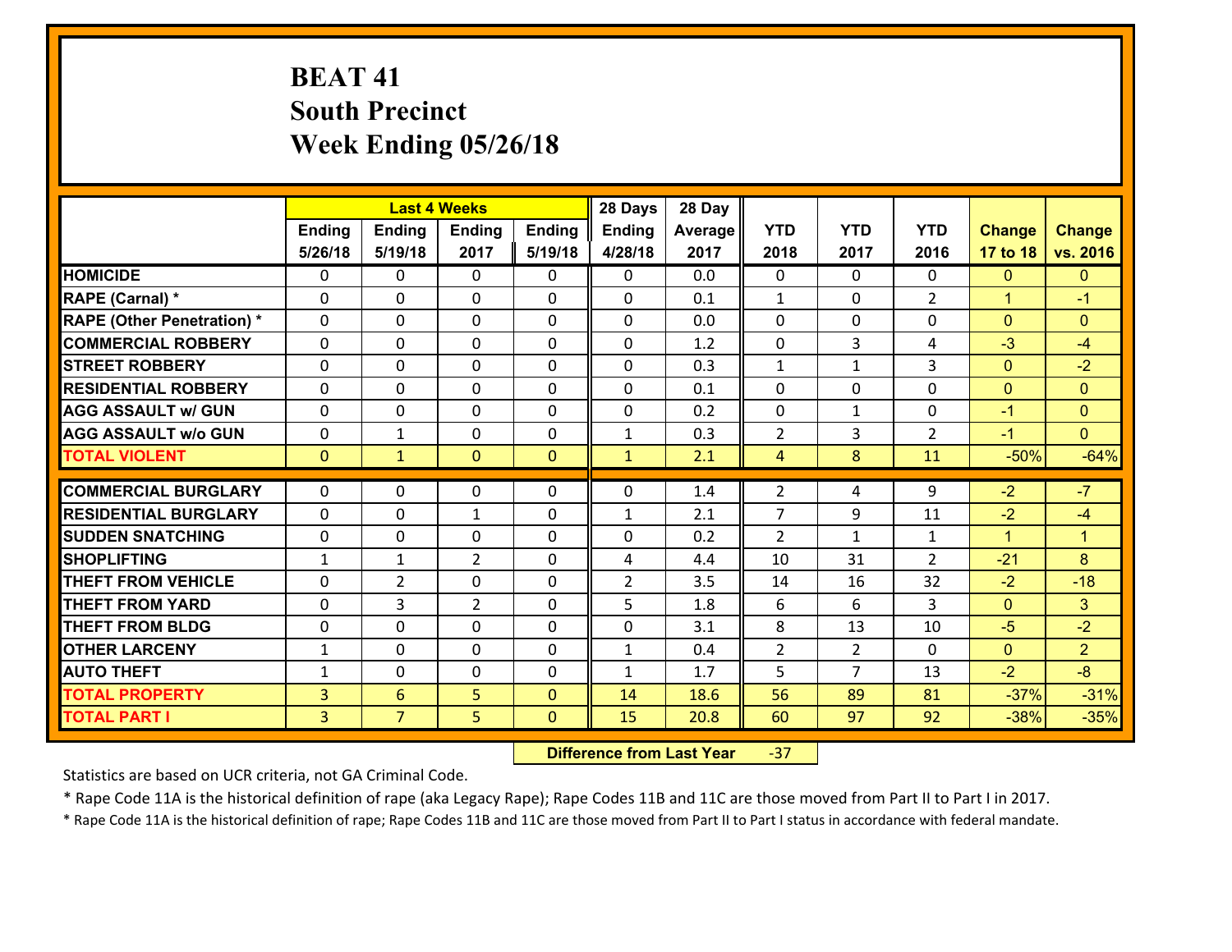# BEAT 41
## South Precinct
## Week Ending 05/26/18

| | Last 4 Weeks | | | | 28 Days | 28 Day | | | | | |
|---|---|---|---|---|---|---|---|---|---|---|---|
| | Ending 5/26/18 | Ending 5/19/18 | Ending 2017 | Ending 5/19/18 | Ending 4/28/18 | Average 2017 | YTD 2018 | YTD 2017 | YTD 2016 | Change 17 to 18 | Change vs. 2016 |
| HOMICIDE | 0 | 0 | 0 | 0 | 0 | 0.0 | 0 | 0 | 0 | 0 | 0 |
| RAPE (Carnal) * | 0 | 0 | 0 | 0 | 0 | 0.1 | 1 | 0 | 2 | 1 | -1 |
| RAPE (Other Penetration) * | 0 | 0 | 0 | 0 | 0 | 0.0 | 0 | 0 | 0 | 0 | 0 |
| COMMERCIAL ROBBERY | 0 | 0 | 0 | 0 | 0 | 1.2 | 0 | 3 | 4 | -3 | -4 |
| STREET ROBBERY | 0 | 0 | 0 | 0 | 0 | 0.3 | 1 | 1 | 3 | 0 | -2 |
| RESIDENTIAL ROBBERY | 0 | 0 | 0 | 0 | 0 | 0.1 | 0 | 0 | 0 | 0 | 0 |
| AGG ASSAULT w/ GUN | 0 | 0 | 0 | 0 | 0 | 0.2 | 0 | 1 | 0 | -1 | 0 |
| AGG ASSAULT w/o GUN | 0 | 1 | 0 | 0 | 1 | 0.3 | 2 | 3 | 2 | -1 | 0 |
| TOTAL VIOLENT | 0 | 1 | 0 | 0 | 1 | 2.1 | 4 | 8 | 11 | -50% | -64% |
| COMMERCIAL BURGLARY | 0 | 0 | 0 | 0 | 0 | 1.4 | 2 | 4 | 9 | -2 | -7 |
| RESIDENTIAL BURGLARY | 0 | 0 | 1 | 0 | 1 | 2.1 | 7 | 9 | 11 | -2 | -4 |
| SUDDEN SNATCHING | 0 | 0 | 0 | 0 | 0 | 0.2 | 2 | 1 | 1 | 1 | 1 |
| SHOPLIFTING | 1 | 1 | 2 | 0 | 4 | 4.4 | 10 | 31 | 2 | -21 | 8 |
| THEFT FROM VEHICLE | 0 | 2 | 0 | 0 | 2 | 3.5 | 14 | 16 | 32 | -2 | -18 |
| THEFT FROM YARD | 0 | 3 | 2 | 0 | 5 | 1.8 | 6 | 6 | 3 | 0 | 3 |
| THEFT FROM BLDG | 0 | 0 | 0 | 0 | 0 | 3.1 | 8 | 13 | 10 | -5 | -2 |
| OTHER LARCENY | 1 | 0 | 0 | 0 | 1 | 0.4 | 2 | 2 | 0 | 0 | 2 |
| AUTO THEFT | 1 | 0 | 0 | 0 | 1 | 1.7 | 5 | 7 | 13 | -2 | -8 |
| TOTAL PROPERTY | 3 | 6 | 5 | 0 | 14 | 18.6 | 56 | 89 | 81 | -37% | -31% |
| TOTAL PART I | 3 | 7 | 5 | 0 | 15 | 20.8 | 60 | 97 | 92 | -38% | -35% |

**Difference from Last Year** -37

Statistics are based on UCR criteria, not GA Criminal Code.

* Rape Code 11A is the historical definition of rape (aka Legacy Rape); Rape Codes 11B and 11C are those moved from Part II to Part I in 2017.

* Rape Code 11A is the historical definition of rape; Rape Codes 11B and 11C are those moved from Part II to Part I status in accordance with federal mandate.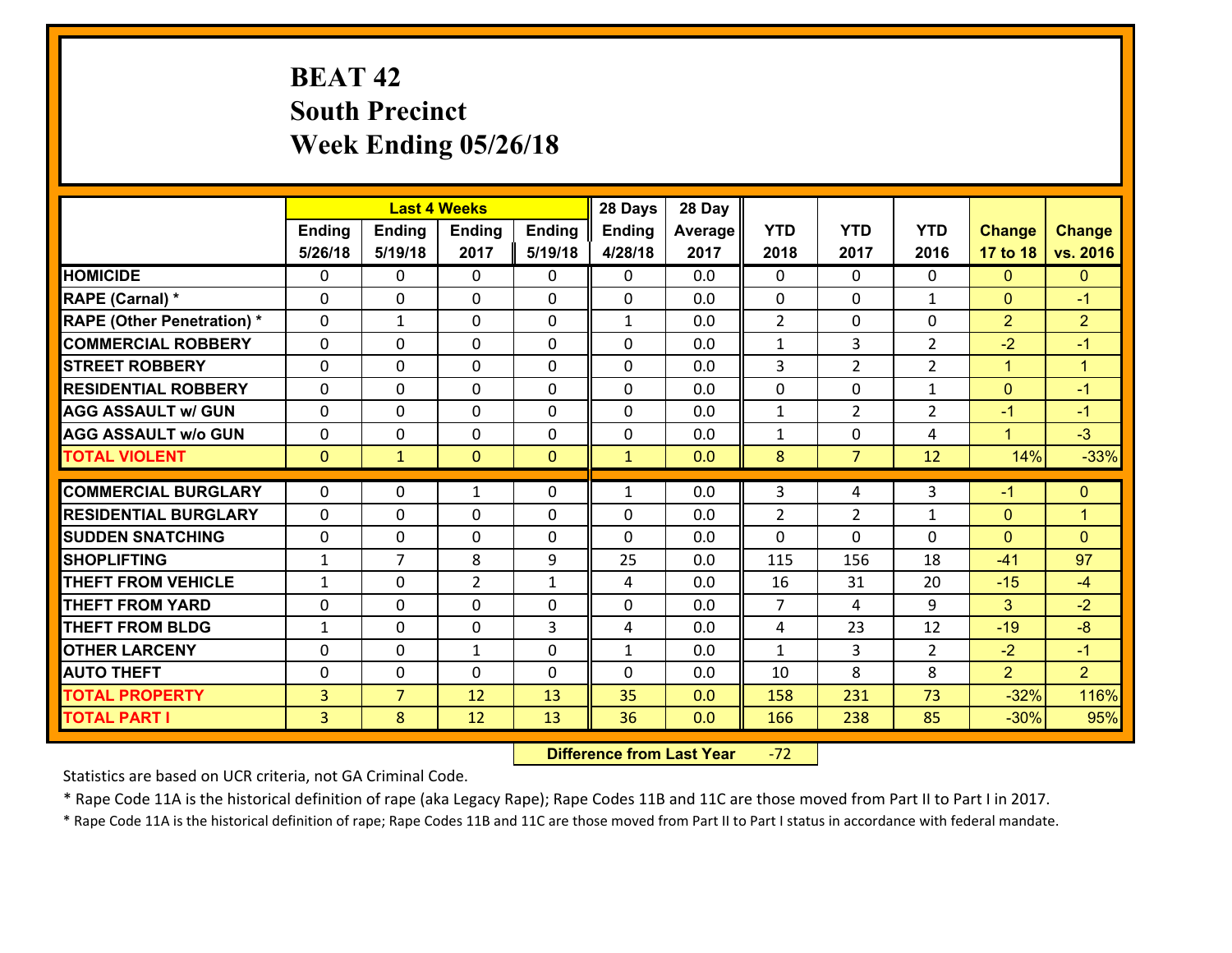# BEAT 42
## South Precinct
## Week Ending 05/26/18

| | Last 4 Weeks | | | | 28 Days | 28 Day | | | | | |
|---|---|---|---|---|---|---|---|---|---|---|---|
| | Ending 5/26/18 | Ending 5/19/18 | Ending 2017 | Ending 5/19/18 | Ending 4/28/18 | Average 2017 | YTD 2018 | YTD 2017 | YTD 2016 | Change 17 to 18 | Change vs. 2016 |
| HOMICIDE | 0 | 0 | 0 | 0 | 0 | 0.0 | 0 | 0 | 0 | 0 | 0 |
| RAPE (Carnal) * | 0 | 0 | 0 | 0 | 0 | 0.0 | 0 | 0 | 1 | 0 | -1 |
| RAPE (Other Penetration) * | 0 | 1 | 0 | 0 | 1 | 0.0 | 2 | 0 | 0 | 2 | 2 |
| COMMERCIAL ROBBERY | 0 | 0 | 0 | 0 | 0 | 0.0 | 1 | 3 | 2 | -2 | -1 |
| STREET ROBBERY | 0 | 0 | 0 | 0 | 0 | 0.0 | 3 | 2 | 2 | 1 | 1 |
| RESIDENTIAL ROBBERY | 0 | 0 | 0 | 0 | 0 | 0.0 | 0 | 0 | 1 | 0 | -1 |
| AGG ASSAULT w/ GUN | 0 | 0 | 0 | 0 | 0 | 0.0 | 1 | 2 | 2 | -1 | -1 |
| AGG ASSAULT w/o GUN | 0 | 0 | 0 | 0 | 0 | 0.0 | 1 | 0 | 4 | 1 | -3 |
| TOTAL VIOLENT | 0 | 1 | 0 | 0 | 1 | 0.0 | 8 | 7 | 12 | 14% | -33% |
| COMMERCIAL BURGLARY | 0 | 0 | 1 | 0 | 1 | 0.0 | 3 | 4 | 3 | -1 | 0 |
| RESIDENTIAL BURGLARY | 0 | 0 | 0 | 0 | 0 | 0.0 | 2 | 2 | 1 | 0 | 1 |
| SUDDEN SNATCHING | 0 | 0 | 0 | 0 | 0 | 0.0 | 0 | 0 | 0 | 0 | 0 |
| SHOPLIFTING | 1 | 7 | 8 | 9 | 25 | 0.0 | 115 | 156 | 18 | -41 | 97 |
| THEFT FROM VEHICLE | 1 | 0 | 2 | 1 | 4 | 0.0 | 16 | 31 | 20 | -15 | -4 |
| THEFT FROM YARD | 0 | 0 | 0 | 0 | 0 | 0.0 | 7 | 4 | 9 | 3 | -2 |
| THEFT FROM BLDG | 1 | 0 | 0 | 3 | 4 | 0.0 | 4 | 23 | 12 | -19 | -8 |
| OTHER LARCENY | 0 | 0 | 1 | 0 | 1 | 0.0 | 1 | 3 | 2 | -2 | -1 |
| AUTO THEFT | 0 | 0 | 0 | 0 | 0 | 0.0 | 10 | 8 | 8 | 2 | 2 |
| TOTAL PROPERTY | 3 | 7 | 12 | 13 | 35 | 0.0 | 158 | 231 | 73 | -32% | 116% |
| TOTAL PART I | 3 | 8 | 12 | 13 | 36 | 0.0 | 166 | 238 | 85 | -30% | 95% |

**Difference from Last Year** -72

Statistics are based on UCR criteria, not GA Criminal Code.

* Rape Code 11A is the historical definition of rape (aka Legacy Rape); Rape Codes 11B and 11C are those moved from Part II to Part I in 2017.

* Rape Code 11A is the historical definition of rape; Rape Codes 11B and 11C are those moved from Part II to Part I status in accordance with federal mandate.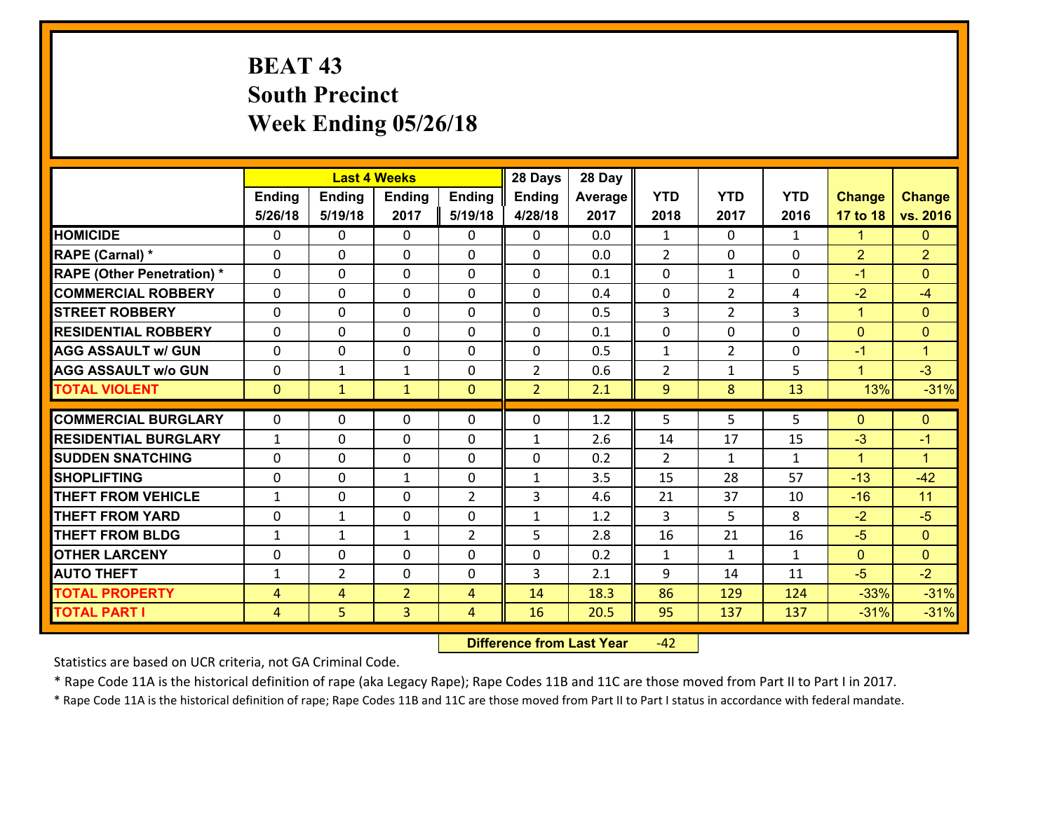# BEAT 43
## South Precinct
## Week Ending 05/26/18

| | Last 4 Weeks | | | | 28 Days | 28 Day | | | | | |
|---|---|---|---|---|---|---|---|---|---|---|---|
| | Ending 5/26/18 | Ending 5/19/18 | Ending 2017 | Ending 5/19/18 | Ending 4/28/18 | Average 2017 | YTD 2018 | YTD 2017 | YTD 2016 | Change 17 to 18 | Change vs. 2016 |
| HOMICIDE | 0 | 0 | 0 | 0 | 0 | 0.0 | 1 | 0 | 1 | 1 | 0 |
| RAPE (Carnal) * | 0 | 0 | 0 | 0 | 0 | 0.0 | 2 | 0 | 0 | 2 | 2 |
| RAPE (Other Penetration) * | 0 | 0 | 0 | 0 | 0 | 0.1 | 0 | 1 | 0 | -1 | 0 |
| COMMERCIAL ROBBERY | 0 | 0 | 0 | 0 | 0 | 0.4 | 0 | 2 | 4 | -2 | -4 |
| STREET ROBBERY | 0 | 0 | 0 | 0 | 0 | 0.5 | 3 | 2 | 3 | 1 | 0 |
| RESIDENTIAL ROBBERY | 0 | 0 | 0 | 0 | 0 | 0.1 | 0 | 0 | 0 | 0 | 0 |
| AGG ASSAULT w/ GUN | 0 | 0 | 0 | 0 | 0 | 0.5 | 1 | 2 | 0 | -1 | 1 |
| AGG ASSAULT w/o GUN | 0 | 1 | 1 | 0 | 2 | 0.6 | 2 | 1 | 5 | 1 | -3 |
| TOTAL VIOLENT | 0 | 1 | 1 | 0 | 2 | 2.1 | 9 | 8 | 13 | 13% | -31% |
| COMMERCIAL BURGLARY | 0 | 0 | 0 | 0 | 0 | 1.2 | 5 | 5 | 5 | 0 | 0 |
| RESIDENTIAL BURGLARY | 1 | 0 | 0 | 0 | 1 | 2.6 | 14 | 17 | 15 | -3 | -1 |
| SUDDEN SNATCHING | 0 | 0 | 0 | 0 | 0 | 0.2 | 2 | 1 | 1 | 1 | 1 |
| SHOPLIFTING | 0 | 0 | 1 | 0 | 1 | 3.5 | 15 | 28 | 57 | -13 | -42 |
| THEFT FROM VEHICLE | 1 | 0 | 0 | 2 | 3 | 4.6 | 21 | 37 | 10 | -16 | 11 |
| THEFT FROM YARD | 0 | 1 | 0 | 0 | 1 | 1.2 | 3 | 5 | 8 | -2 | -5 |
| THEFT FROM BLDG | 1 | 1 | 1 | 2 | 5 | 2.8 | 16 | 21 | 16 | -5 | 0 |
| OTHER LARCENY | 0 | 0 | 0 | 0 | 0 | 0.2 | 1 | 1 | 1 | 0 | 0 |
| AUTO THEFT | 1 | 2 | 0 | 0 | 3 | 2.1 | 9 | 14 | 11 | -5 | -2 |
| TOTAL PROPERTY | 4 | 4 | 2 | 4 | 14 | 18.3 | 86 | 129 | 124 | -33% | -31% |
| TOTAL PART I | 4 | 5 | 3 | 4 | 16 | 20.5 | 95 | 137 | 137 | -31% | -31% |

**Difference from Last Year** -42

Statistics are based on UCR criteria, not GA Criminal Code.

* Rape Code 11A is the historical definition of rape (aka Legacy Rape); Rape Codes 11B and 11C are those moved from Part II to Part I in 2017.

* Rape Code 11A is the historical definition of rape; Rape Codes 11B and 11C are those moved from Part II to Part I status in accordance with federal mandate.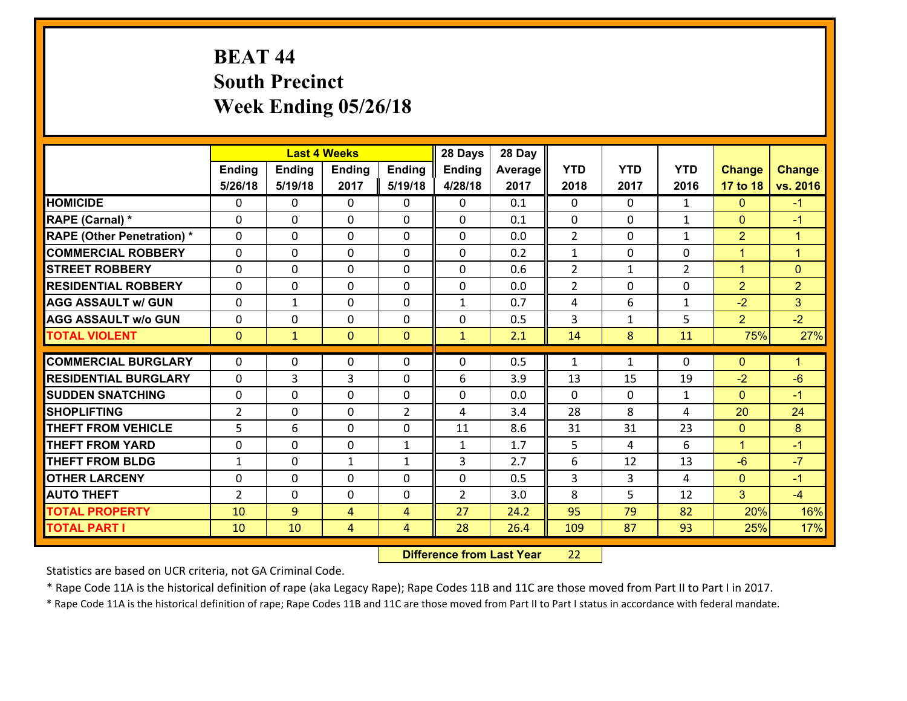# BEAT 44
## South Precinct
## Week Ending 05/26/18

| | Last 4 Weeks | | | | 28 Days | 28 Day | | | | | |
|---|---|---|---|---|---|---|---|---|---|---|---|
| | Ending 5/26/18 | Ending 5/19/18 | Ending 2017 | Ending 5/19/18 | Ending 4/28/18 | Average 2017 | YTD 2018 | YTD 2017 | YTD 2016 | Change 17 to 18 | Change vs. 2016 |
| **HOMICIDE** | 0 | 0 | 0 | 0 | 0 | 0.1 | 0 | 0 | 1 | 0 | -1 |
| **RAPE (Carnal) *** | 0 | 0 | 0 | 0 | 0 | 0.1 | 0 | 0 | 1 | 0 | -1 |
| **RAPE (Other Penetration) *** | 0 | 0 | 0 | 0 | 0 | 0.0 | 2 | 0 | 1 | 2 | 1 |
| **COMMERCIAL ROBBERY** | 0 | 0 | 0 | 0 | 0 | 0.2 | 1 | 0 | 0 | 1 | 1 |
| **STREET ROBBERY** | 0 | 0 | 0 | 0 | 0 | 0.6 | 2 | 1 | 2 | 1 | 0 |
| **RESIDENTIAL ROBBERY** | 0 | 0 | 0 | 0 | 0 | 0.0 | 2 | 0 | 0 | 2 | 2 |
| **AGG ASSAULT w/ GUN** | 0 | 1 | 0 | 0 | 1 | 0.7 | 4 | 6 | 1 | -2 | 3 |
| **AGG ASSAULT w/o GUN** | 0 | 0 | 0 | 0 | 0 | 0.5 | 3 | 1 | 5 | 2 | -2 |
| **TOTAL VIOLENT** | 0 | 1 | 0 | 0 | 1 | 2.1 | 14 | 8 | 11 | 75% | 27% |
| **COMMERCIAL BURGLARY** | 0 | 0 | 0 | 0 | 0 | 0.5 | 1 | 1 | 0 | 0 | 1 |
| **RESIDENTIAL BURGLARY** | 0 | 3 | 3 | 0 | 6 | 3.9 | 13 | 15 | 19 | -2 | -6 |
| **SUDDEN SNATCHING** | 0 | 0 | 0 | 0 | 0 | 0.0 | 0 | 0 | 1 | 0 | -1 |
| **SHOPLIFTING** | 2 | 0 | 0 | 2 | 4 | 3.4 | 28 | 8 | 4 | 20 | 24 |
| **THEFT FROM VEHICLE** | 5 | 6 | 0 | 0 | 11 | 8.6 | 31 | 31 | 23 | 0 | 8 |
| **THEFT FROM YARD** | 0 | 0 | 0 | 1 | 1 | 1.7 | 5 | 4 | 6 | 1 | -1 |
| **THEFT FROM BLDG** | 1 | 0 | 1 | 1 | 3 | 2.7 | 6 | 12 | 13 | -6 | -7 |
| **OTHER LARCENY** | 0 | 0 | 0 | 0 | 0 | 0.5 | 3 | 3 | 4 | 0 | -1 |
| **AUTO THEFT** | 2 | 0 | 0 | 0 | 2 | 3.0 | 8 | 5 | 12 | 3 | -4 |
| **TOTAL PROPERTY** | 10 | 9 | 4 | 4 | 27 | 24.2 | 95 | 79 | 82 | 20% | 16% |
| **TOTAL PART I** | 10 | 10 | 4 | 4 | 28 | 26.4 | 109 | 87 | 93 | 25% | 17% |

**Difference from Last Year** 22

Statistics are based on UCR criteria, not GA Criminal Code.

* Rape Code 11A is the historical definition of rape (aka Legacy Rape); Rape Codes 11B and 11C are those moved from Part II to Part I in 2017.

* Rape Code 11A is the historical definition of rape; Rape Codes 11B and 11C are those moved from Part II to Part I status in accordance with federal mandate.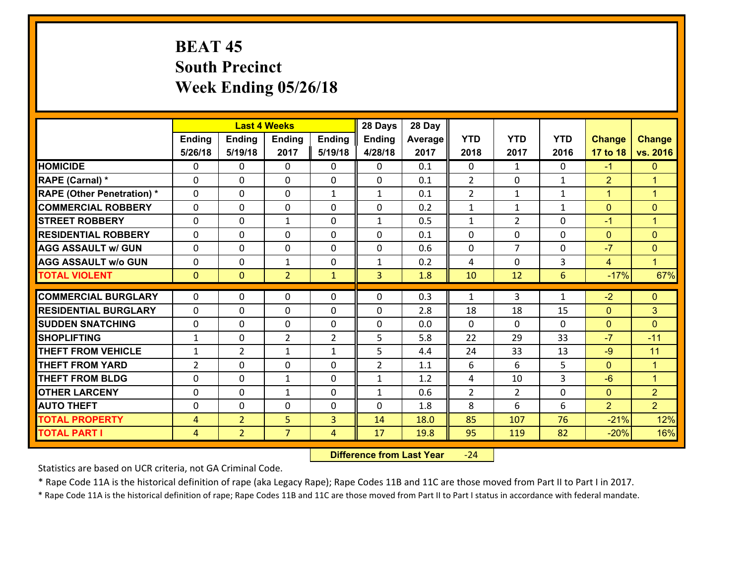# BEAT 45
## South Precinct
## Week Ending 05/26/18

| | Last 4 Weeks | | | | 28 Days | 28 Day | | | | | |
|---|---|---|---|---|---|---|---|---|---|---|---|
| | Ending 5/26/18 | Ending 5/19/18 | Ending 2017 | Ending 5/19/18 | Ending 4/28/18 | Average 2017 | YTD 2018 | YTD 2017 | YTD 2016 | Change 17 to 18 | Change vs. 2016 |
| HOMICIDE | 0 | 0 | 0 | 0 | 0 | 0.1 | 0 | 1 | 0 | -1 | 0 |
| RAPE (Carnal) * | 0 | 0 | 0 | 0 | 0 | 0.1 | 2 | 0 | 1 | 2 | 1 |
| RAPE (Other Penetration) * | 0 | 0 | 0 | 1 | 1 | 0.1 | 2 | 1 | 1 | 1 | 1 |
| COMMERCIAL ROBBERY | 0 | 0 | 0 | 0 | 0 | 0.2 | 1 | 1 | 1 | 0 | 0 |
| STREET ROBBERY | 0 | 0 | 1 | 0 | 1 | 0.5 | 1 | 2 | 0 | -1 | 1 |
| RESIDENTIAL ROBBERY | 0 | 0 | 0 | 0 | 0 | 0.1 | 0 | 0 | 0 | 0 | 0 |
| AGG ASSAULT w/ GUN | 0 | 0 | 0 | 0 | 0 | 0.6 | 0 | 7 | 0 | -7 | 0 |
| AGG ASSAULT w/o GUN | 0 | 0 | 1 | 0 | 1 | 0.2 | 4 | 0 | 3 | 4 | 1 |
| TOTAL VIOLENT | 0 | 0 | 2 | 1 | 3 | 1.8 | 10 | 12 | 6 | -17% | 67% |
| COMMERCIAL BURGLARY | 0 | 0 | 0 | 0 | 0 | 0.3 | 1 | 3 | 1 | -2 | 0 |
| RESIDENTIAL BURGLARY | 0 | 0 | 0 | 0 | 0 | 2.8 | 18 | 18 | 15 | 0 | 3 |
| SUDDEN SNATCHING | 0 | 0 | 0 | 0 | 0 | 0.0 | 0 | 0 | 0 | 0 | 0 |
| SHOPLIFTING | 1 | 0 | 2 | 2 | 5 | 5.8 | 22 | 29 | 33 | -7 | -11 |
| THEFT FROM VEHICLE | 1 | 2 | 1 | 1 | 5 | 4.4 | 24 | 33 | 13 | -9 | 11 |
| THEFT FROM YARD | 2 | 0 | 0 | 0 | 2 | 1.1 | 6 | 6 | 5 | 0 | 1 |
| THEFT FROM BLDG | 0 | 0 | 1 | 0 | 1 | 1.2 | 4 | 10 | 3 | -6 | 1 |
| OTHER LARCENY | 0 | 0 | 1 | 0 | 1 | 0.6 | 2 | 2 | 0 | 0 | 2 |
| AUTO THEFT | 0 | 0 | 0 | 0 | 0 | 1.8 | 8 | 6 | 6 | 2 | 2 |
| TOTAL PROPERTY | 4 | 2 | 5 | 3 | 14 | 18.0 | 85 | 107 | 76 | -21% | 12% |
| TOTAL PART I | 4 | 2 | 7 | 4 | 17 | 19.8 | 95 | 119 | 82 | -20% | 16% |

**Difference from Last Year** -24

Statistics are based on UCR criteria, not GA Criminal Code.

* Rape Code 11A is the historical definition of rape (aka Legacy Rape); Rape Codes 11B and 11C are those moved from Part II to Part I in 2017.

* Rape Code 11A is the historical definition of rape; Rape Codes 11B and 11C are those moved from Part II to Part I status in accordance with federal mandate.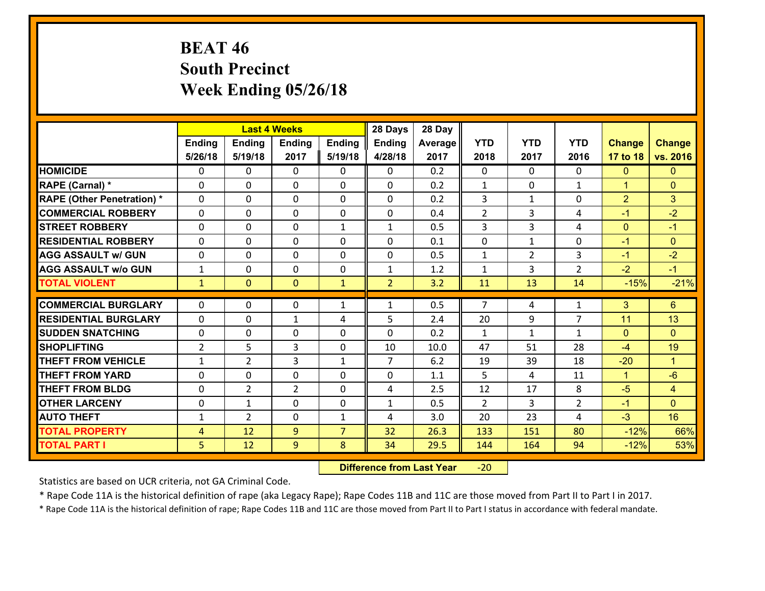# BEAT 46
## South Precinct
## Week Ending 05/26/18

| | Last 4 Weeks | | | | 28 Days | 28 Day | | | | | |
|---|---|---|---|---|---|---|---|---|---|---|---|
| | Ending 5/26/18 | Ending 5/19/18 | Ending 2017 | Ending 5/19/18 | Ending 4/28/18 | Average 2017 | YTD 2018 | YTD 2017 | YTD 2016 | Change 17 to 18 | Change vs. 2016 |
| HOMICIDE | 0 | 0 | 0 | 0 | 0 | 0.2 | 0 | 0 | 0 | 0 | 0 |
| RAPE (Carnal) * | 0 | 0 | 0 | 0 | 0 | 0.2 | 1 | 0 | 1 | 1 | 0 |
| RAPE (Other Penetration) * | 0 | 0 | 0 | 0 | 0 | 0.2 | 3 | 1 | 0 | 2 | 3 |
| COMMERCIAL ROBBERY | 0 | 0 | 0 | 0 | 0 | 0.4 | 2 | 3 | 4 | -1 | -2 |
| STREET ROBBERY | 0 | 0 | 0 | 1 | 1 | 0.5 | 3 | 3 | 4 | 0 | -1 |
| RESIDENTIAL ROBBERY | 0 | 0 | 0 | 0 | 0 | 0.1 | 0 | 1 | 0 | -1 | 0 |
| AGG ASSAULT w/ GUN | 0 | 0 | 0 | 0 | 0 | 0.5 | 1 | 2 | 3 | -1 | -2 |
| AGG ASSAULT w/o GUN | 1 | 0 | 0 | 0 | 1 | 1.2 | 1 | 3 | 2 | -2 | -1 |
| TOTAL VIOLENT | 1 | 0 | 0 | 1 | 2 | 3.2 | 11 | 13 | 14 | -15% | -21% |
| COMMERCIAL BURGLARY | 0 | 0 | 0 | 1 | 1 | 0.5 | 7 | 4 | 1 | 3 | 6 |
| RESIDENTIAL BURGLARY | 0 | 0 | 1 | 4 | 5 | 2.4 | 20 | 9 | 7 | 11 | 13 |
| SUDDEN SNATCHING | 0 | 0 | 0 | 0 | 0 | 0.2 | 1 | 1 | 1 | 0 | 0 |
| SHOPLIFTING | 2 | 5 | 3 | 0 | 10 | 10.0 | 47 | 51 | 28 | -4 | 19 |
| THEFT FROM VEHICLE | 1 | 2 | 3 | 1 | 7 | 6.2 | 19 | 39 | 18 | -20 | 1 |
| THEFT FROM YARD | 0 | 0 | 0 | 0 | 0 | 1.1 | 5 | 4 | 11 | 1 | -6 |
| THEFT FROM BLDG | 0 | 2 | 2 | 0 | 4 | 2.5 | 12 | 17 | 8 | -5 | 4 |
| OTHER LARCENY | 0 | 1 | 0 | 0 | 1 | 0.5 | 2 | 3 | 2 | -1 | 0 |
| AUTO THEFT | 1 | 2 | 0 | 1 | 4 | 3.0 | 20 | 23 | 4 | -3 | 16 |
| TOTAL PROPERTY | 4 | 12 | 9 | 7 | 32 | 26.3 | 133 | 151 | 80 | -12% | 66% |
| TOTAL PART I | 5 | 12 | 9 | 8 | 34 | 29.5 | 144 | 164 | 94 | -12% | 53% |

**Difference from Last Year** -20

Statistics are based on UCR criteria, not GA Criminal Code.

* Rape Code 11A is the historical definition of rape (aka Legacy Rape); Rape Codes 11B and 11C are those moved from Part II to Part I in 2017.

* Rape Code 11A is the historical definition of rape; Rape Codes 11B and 11C are those moved from Part II to Part I status in accordance with federal mandate.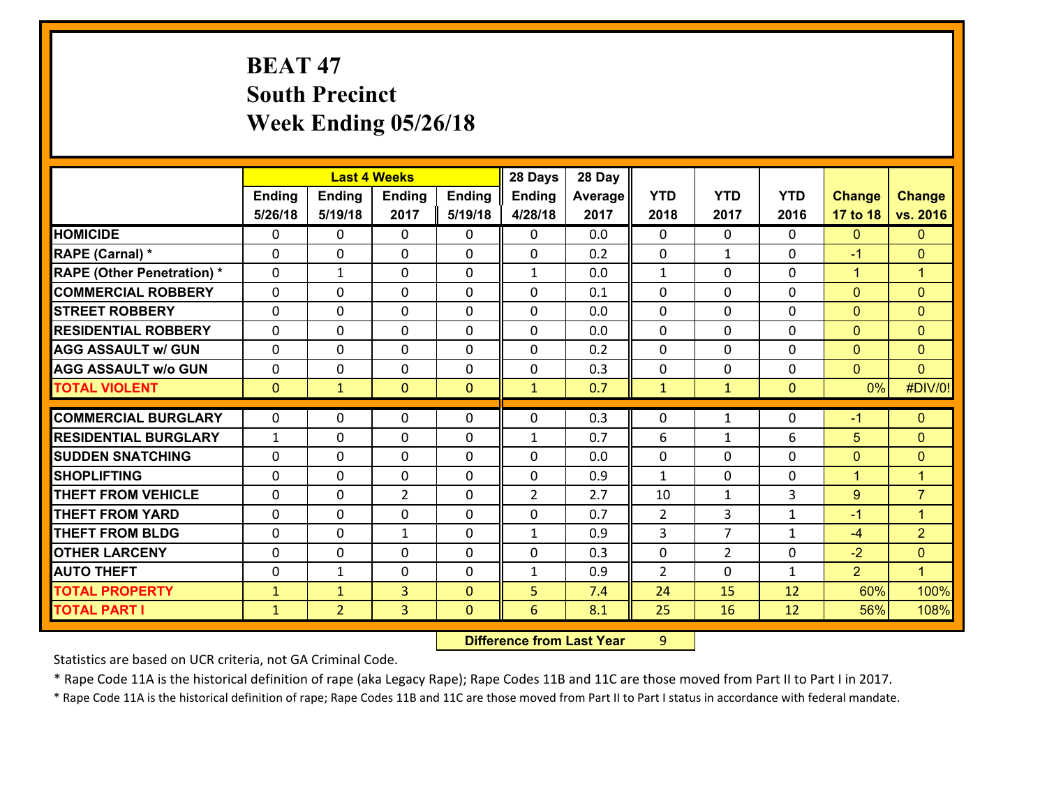# BEAT 47
# South Precinct
# Week Ending 05/26/18

| | Last 4 Weeks | | | | 28 Days | 28 Day | | | | | |
|---|---|---|---|---|---|---|---|---|---|---|---|
| | Ending 5/26/18 | Ending 5/19/18 | Ending 2017 | Ending 5/19/18 | Ending 4/28/18 | Average 2017 | YTD 2018 | YTD 2017 | YTD 2016 | Change 17 to 18 | Change vs. 2016 |
| HOMICIDE | 0 | 0 | 0 | 0 | 0 | 0.0 | 0 | 0 | 0 | 0 | 0 |
| RAPE (Carnal) * | 0 | 0 | 0 | 0 | 0 | 0.2 | 0 | 1 | 0 | -1 | 0 |
| RAPE (Other Penetration) * | 0 | 1 | 0 | 0 | 1 | 0.0 | 1 | 0 | 0 | 1 | 1 |
| COMMERCIAL ROBBERY | 0 | 0 | 0 | 0 | 0 | 0.1 | 0 | 0 | 0 | 0 | 0 |
| STREET ROBBERY | 0 | 0 | 0 | 0 | 0 | 0.0 | 0 | 0 | 0 | 0 | 0 |
| RESIDENTIAL ROBBERY | 0 | 0 | 0 | 0 | 0 | 0.0 | 0 | 0 | 0 | 0 | 0 |
| AGG ASSAULT w/ GUN | 0 | 0 | 0 | 0 | 0 | 0.2 | 0 | 0 | 0 | 0 | 0 |
| AGG ASSAULT w/o GUN | 0 | 0 | 0 | 0 | 0 | 0.3 | 0 | 0 | 0 | 0 | 0 |
| TOTAL VIOLENT | 0 | 1 | 0 | 0 | 1 | 0.7 | 1 | 1 | 0 | 0% | #DIV/0! |
| COMMERCIAL BURGLARY | 0 | 0 | 0 | 0 | 0 | 0.3 | 0 | 1 | 0 | -1 | 0 |
| RESIDENTIAL BURGLARY | 1 | 0 | 0 | 0 | 1 | 0.7 | 6 | 1 | 6 | 5 | 0 |
| SUDDEN SNATCHING | 0 | 0 | 0 | 0 | 0 | 0.0 | 0 | 0 | 0 | 0 | 0 |
| SHOPLIFTING | 0 | 0 | 0 | 0 | 0 | 0.9 | 1 | 0 | 0 | 1 | 1 |
| THEFT FROM VEHICLE | 0 | 0 | 2 | 0 | 2 | 2.7 | 10 | 1 | 3 | 9 | 7 |
| THEFT FROM YARD | 0 | 0 | 0 | 0 | 0 | 0.7 | 2 | 3 | 1 | -1 | 1 |
| THEFT FROM BLDG | 0 | 0 | 1 | 0 | 1 | 0.9 | 3 | 7 | 1 | -4 | 2 |
| OTHER LARCENY | 0 | 0 | 0 | 0 | 0 | 0.3 | 0 | 2 | 0 | -2 | 0 |
| AUTO THEFT | 0 | 1 | 0 | 0 | 1 | 0.9 | 2 | 0 | 1 | 2 | 1 |
| TOTAL PROPERTY | 1 | 1 | 3 | 0 | 5 | 7.4 | 24 | 15 | 12 | 60% | 100% |
| TOTAL PART I | 1 | 2 | 3 | 0 | 6 | 8.1 | 25 | 16 | 12 | 56% | 108% |

**Difference from Last Year** 9

Statistics are based on UCR criteria, not GA Criminal Code.

* Rape Code 11A is the historical definition of rape (aka Legacy Rape); Rape Codes 11B and 11C are those moved from Part II to Part I in 2017.

* Rape Code 11A is the historical definition of rape; Rape Codes 11B and 11C are those moved from Part II to Part I status in accordance with federal mandate.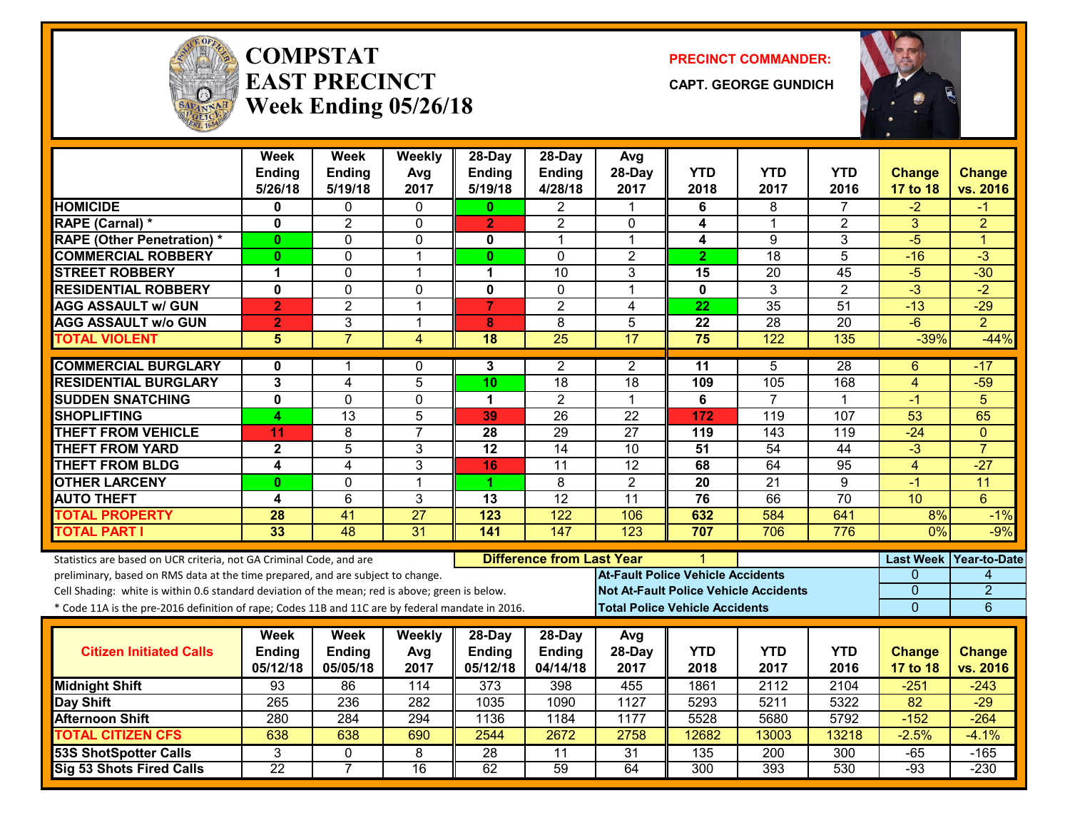# COMPSTAT EAST PRECINCT Week Ending 05/26/18

**PRECINCT COMMANDER:**

**CAPT. GEORGE GUNDICH**

| | Week Ending 5/26/18 | Week Ending 5/19/18 | Weekly Avg 2017 | 28-Day Ending 5/19/18 | 28-Day Ending 4/28/18 | Avg 28-Day 2017 | YTD 2018 | YTD 2017 | YTD 2016 | Change 17 to 18 | Change vs. 2016 |
|---|---|---|---|---|---|---|---|---|---|---|---|
| HOMICIDE | 0 | 0 | 0 | 0 | 2 | 1 | 6 | 8 | 7 | -2 | -1 |
| RAPE (Carnal) * | 0 | 2 | 0 | 2 | 2 | 0 | 4 | 1 | 2 | 3 | 2 |
| RAPE (Other Penetration) * | 0 | 0 | 0 | 0 | 1 | 1 | 4 | 9 | 3 | -5 | 1 |
| COMMERCIAL ROBBERY | 0 | 0 | 1 | 0 | 0 | 2 | 2 | 18 | 5 | -16 | -3 |
| STREET ROBBERY | 1 | 0 | 1 | 1 | 10 | 3 | 15 | 20 | 45 | -5 | -30 |
| RESIDENTIAL ROBBERY | 0 | 0 | 0 | 0 | 0 | 1 | 0 | 3 | 2 | -3 | -2 |
| AGG ASSAULT w/ GUN | 2 | 2 | 1 | 7 | 2 | 4 | 22 | 35 | 51 | -13 | -29 |
| AGG ASSAULT w/o GUN | 2 | 3 | 1 | 8 | 8 | 5 | 22 | 28 | 20 | -6 | 2 |
| TOTAL VIOLENT | 5 | 7 | 4 | 18 | 25 | 17 | 75 | 122 | 135 | -39% | -44% |
| COMMERCIAL BURGLARY | 0 | 1 | 0 | 3 | 2 | 2 | 11 | 5 | 28 | 6 | -17 |
| RESIDENTIAL BURGLARY | 3 | 4 | 5 | 10 | 18 | 18 | 109 | 105 | 168 | 4 | -59 |
| SUDDEN SNATCHING | 0 | 0 | 0 | 1 | 2 | 1 | 6 | 7 | 1 | -1 | 5 |
| SHOPLIFTING | 4 | 13 | 5 | 39 | 26 | 22 | 172 | 119 | 107 | 53 | 65 |
| THEFT FROM VEHICLE | 11 | 8 | 7 | 28 | 29 | 27 | 119 | 143 | 119 | -24 | 0 |
| THEFT FROM YARD | 2 | 5 | 3 | 12 | 14 | 10 | 51 | 54 | 44 | -3 | 7 |
| THEFT FROM BLDG | 4 | 4 | 3 | 16 | 11 | 12 | 68 | 64 | 95 | 4 | -27 |
| OTHER LARCENY | 0 | 0 | 1 | 1 | 8 | 2 | 20 | 21 | 9 | -1 | 11 |
| AUTO THEFT | 4 | 6 | 3 | 13 | 12 | 11 | 76 | 66 | 70 | 10 | 6 |
| TOTAL PROPERTY | 28 | 41 | 27 | 123 | 122 | 106 | 632 | 584 | 641 | 8% | -1% |
| TOTAL PART I | 33 | 48 | 31 | 141 | 147 | 123 | 707 | 706 | 776 | 0% | -9% |

Statistics are based on UCR criteria, not GA Criminal Code, and are preliminary, based on RMS data at the time prepared, and are subject to change.

Cell Shading: white is within 0.6 standard deviation of the mean; red is above; green is below.

* Code 11A is the pre-2016 definition of rape; Codes 11B and 11C are by federal mandate in 2016.

**Difference from Last Year**: 1

| | Last Week | Year-to-Date |
|---|---|---|
| At-Fault Police Vehicle Accidents | 0 | 4 |
| Not At-Fault Police Vehicle Accidents | 0 | 2 |
| Total Police Vehicle Accidents | 0 | 6 |

| Citizen Initiated Calls | Week Ending 05/12/18 | Week Ending 05/05/18 | Weekly Avg 2017 | 28-Day Ending 05/12/18 | 28-Day Ending 04/14/18 | Avg 28-Day 2017 | YTD 2018 | YTD 2017 | YTD 2016 | Change 17 to 18 | Change vs. 2016 |
|---|---|---|---|---|---|---|---|---|---|---|---|
| Midnight Shift | 93 | 86 | 114 | 373 | 398 | 455 | 1861 | 2112 | 2104 | -251 | -243 |
| Day Shift | 265 | 236 | 282 | 1035 | 1090 | 1127 | 5293 | 5211 | 5322 | 82 | -29 |
| Afternoon Shift | 280 | 284 | 294 | 1136 | 1184 | 1177 | 5528 | 5680 | 5792 | -152 | -264 |
| TOTAL CITIZEN CFS | 638 | 638 | 690 | 2544 | 2672 | 2758 | 12682 | 13003 | 13218 | -2.5% | -4.1% |
| 53S ShotSpotter Calls | 3 | 0 | 8 | 28 | 11 | 31 | 135 | 200 | 300 | -65 | -165 |
| Sig 53 Shots Fired Calls | 22 | 7 | 16 | 62 | 59 | 64 | 300 | 393 | 530 | -93 | -230 |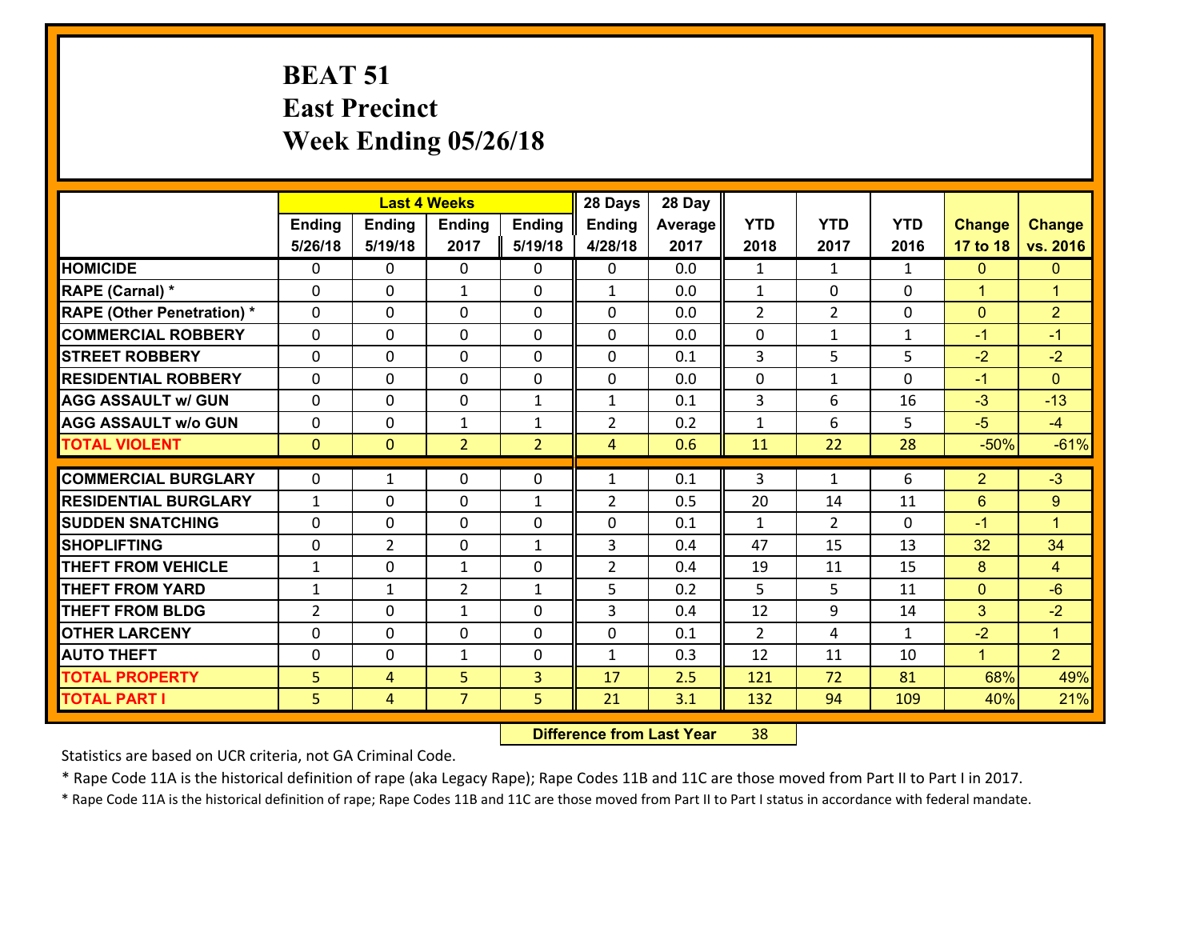# BEAT 51
## East Precinct
## Week Ending 05/26/18

| | Last 4 Weeks | | | | 28 Days | 28 Day | | | | | |
|---|---|---|---|---|---|---|---|---|---|---|---|
| | Ending 5/26/18 | Ending 5/19/18 | Ending 2017 | Ending 5/19/18 | Ending 4/28/18 | Average 2017 | YTD 2018 | YTD 2017 | YTD 2016 | Change 17 to 18 | Change vs. 2016 |
| HOMICIDE | 0 | 0 | 0 | 0 | 0 | 0.0 | 1 | 1 | 1 | 0 | 0 |
| RAPE (Carnal) * | 0 | 0 | 1 | 0 | 1 | 0.0 | 1 | 0 | 0 | 1 | 1 |
| RAPE (Other Penetration) * | 0 | 0 | 0 | 0 | 0 | 0.0 | 2 | 2 | 0 | 0 | 2 |
| COMMERCIAL ROBBERY | 0 | 0 | 0 | 0 | 0 | 0.0 | 0 | 1 | 1 | -1 | -1 |
| STREET ROBBERY | 0 | 0 | 0 | 0 | 0 | 0.1 | 3 | 5 | 5 | -2 | -2 |
| RESIDENTIAL ROBBERY | 0 | 0 | 0 | 0 | 0 | 0.0 | 0 | 1 | 0 | -1 | 0 |
| AGG ASSAULT w/ GUN | 0 | 0 | 0 | 1 | 1 | 0.1 | 3 | 6 | 16 | -3 | -13 |
| AGG ASSAULT w/o GUN | 0 | 0 | 1 | 1 | 2 | 0.2 | 1 | 6 | 5 | -5 | -4 |
| TOTAL VIOLENT | 0 | 0 | 2 | 2 | 4 | 0.6 | 11 | 22 | 28 | -50% | -61% |
| COMMERCIAL BURGLARY | 0 | 1 | 0 | 0 | 1 | 0.1 | 3 | 1 | 6 | 2 | -3 |
| RESIDENTIAL BURGLARY | 1 | 0 | 0 | 1 | 2 | 0.5 | 20 | 14 | 11 | 6 | 9 |
| SUDDEN SNATCHING | 0 | 0 | 0 | 0 | 0 | 0.1 | 1 | 2 | 0 | -1 | 1 |
| SHOPLIFTING | 0 | 2 | 0 | 1 | 3 | 0.4 | 47 | 15 | 13 | 32 | 34 |
| THEFT FROM VEHICLE | 1 | 0 | 1 | 0 | 2 | 0.4 | 19 | 11 | 15 | 8 | 4 |
| THEFT FROM YARD | 1 | 1 | 2 | 1 | 5 | 0.2 | 5 | 5 | 11 | 0 | -6 |
| THEFT FROM BLDG | 2 | 0 | 1 | 0 | 3 | 0.4 | 12 | 9 | 14 | 3 | -2 |
| OTHER LARCENY | 0 | 0 | 0 | 0 | 0 | 0.1 | 2 | 4 | 1 | -2 | 1 |
| AUTO THEFT | 0 | 0 | 1 | 0 | 1 | 0.3 | 12 | 11 | 10 | 1 | 2 |
| TOTAL PROPERTY | 5 | 4 | 5 | 3 | 17 | 2.5 | 121 | 72 | 81 | 68% | 49% |
| TOTAL PART I | 5 | 4 | 7 | 5 | 21 | 3.1 | 132 | 94 | 109 | 40% | 21% |

**Difference from Last Year** 38

Statistics are based on UCR criteria, not GA Criminal Code.

* Rape Code 11A is the historical definition of rape (aka Legacy Rape); Rape Codes 11B and 11C are those moved from Part II to Part I in 2017.

* Rape Code 11A is the historical definition of rape; Rape Codes 11B and 11C are those moved from Part II to Part I status in accordance with federal mandate.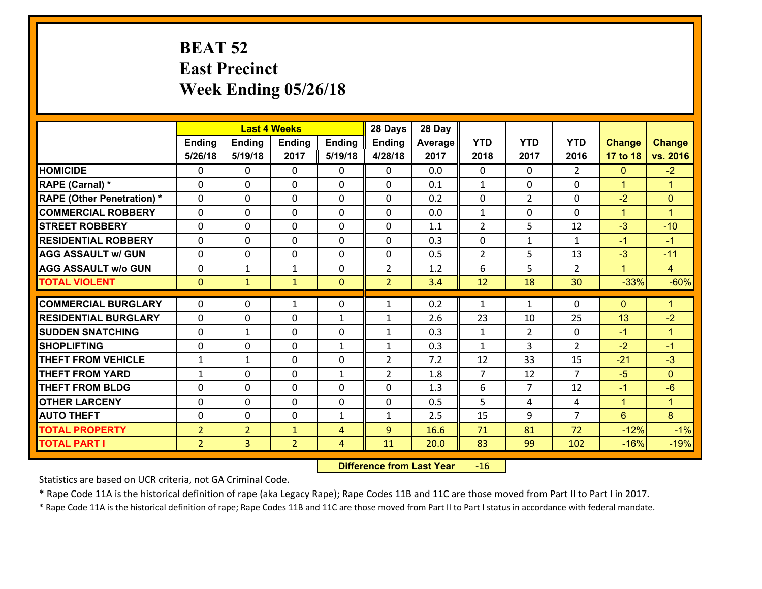# BEAT 52
## East Precinct
## Week Ending 05/26/18

| | Last 4 Weeks | | | | 28 Days | 28 Day | | | | | |
|---|---|---|---|---|---|---|---|---|---|---|---|
| | Ending 5/26/18 | Ending 5/19/18 | Ending 2017 | Ending 5/19/18 | Ending 4/28/18 | Average 2017 | YTD 2018 | YTD 2017 | YTD 2016 | Change 17 to 18 | Change vs. 2016 |
| HOMICIDE | 0 | 0 | 0 | 0 | 0 | 0.0 | 0 | 0 | 2 | 0 | -2 |
| RAPE (Carnal) * | 0 | 0 | 0 | 0 | 0 | 0.1 | 1 | 0 | 0 | 1 | 1 |
| RAPE (Other Penetration) * | 0 | 0 | 0 | 0 | 0 | 0.2 | 0 | 2 | 0 | -2 | 0 |
| COMMERCIAL ROBBERY | 0 | 0 | 0 | 0 | 0 | 0.0 | 1 | 0 | 0 | 1 | 1 |
| STREET ROBBERY | 0 | 0 | 0 | 0 | 0 | 1.1 | 2 | 5 | 12 | -3 | -10 |
| RESIDENTIAL ROBBERY | 0 | 0 | 0 | 0 | 0 | 0.3 | 0 | 1 | 1 | -1 | -1 |
| AGG ASSAULT w/ GUN | 0 | 0 | 0 | 0 | 0 | 0.5 | 2 | 5 | 13 | -3 | -11 |
| AGG ASSAULT w/o GUN | 0 | 1 | 1 | 0 | 2 | 1.2 | 6 | 5 | 2 | 1 | 4 |
| TOTAL VIOLENT | 0 | 1 | 1 | 0 | 2 | 3.4 | 12 | 18 | 30 | -33% | -60% |
| COMMERCIAL BURGLARY | 0 | 0 | 1 | 0 | 1 | 0.2 | 1 | 1 | 0 | 0 | 1 |
| RESIDENTIAL BURGLARY | 0 | 0 | 0 | 1 | 1 | 2.6 | 23 | 10 | 25 | 13 | -2 |
| SUDDEN SNATCHING | 0 | 1 | 0 | 0 | 1 | 0.3 | 1 | 2 | 0 | -1 | 1 |
| SHOPLIFTING | 0 | 0 | 0 | 1 | 1 | 0.3 | 1 | 3 | 2 | -2 | -1 |
| THEFT FROM VEHICLE | 1 | 1 | 0 | 0 | 2 | 7.2 | 12 | 33 | 15 | -21 | -3 |
| THEFT FROM YARD | 1 | 0 | 0 | 1 | 2 | 1.8 | 7 | 12 | 7 | -5 | 0 |
| THEFT FROM BLDG | 0 | 0 | 0 | 0 | 0 | 1.3 | 6 | 7 | 12 | -1 | -6 |
| OTHER LARCENY | 0 | 0 | 0 | 0 | 0 | 0.5 | 5 | 4 | 4 | 1 | 1 |
| AUTO THEFT | 0 | 0 | 0 | 1 | 1 | 2.5 | 15 | 9 | 7 | 6 | 8 |
| TOTAL PROPERTY | 2 | 2 | 1 | 4 | 9 | 16.6 | 71 | 81 | 72 | -12% | -1% |
| TOTAL PART I | 2 | 3 | 2 | 4 | 11 | 20.0 | 83 | 99 | 102 | -16% | -19% |

**Difference from Last Year** -16

Statistics are based on UCR criteria, not GA Criminal Code.

* Rape Code 11A is the historical definition of rape (aka Legacy Rape); Rape Codes 11B and 11C are those moved from Part II to Part I in 2017.

* Rape Code 11A is the historical definition of rape; Rape Codes 11B and 11C are those moved from Part II to Part I status in accordance with federal mandate.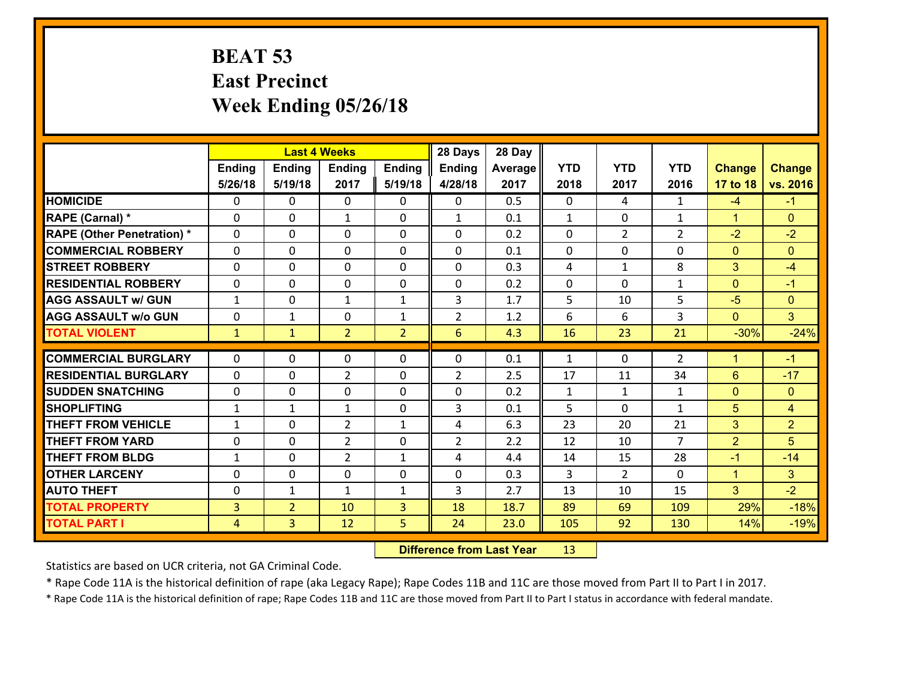# BEAT 53
## East Precinct
## Week Ending 05/26/18

| | Last 4 Weeks | | | | 28 Days | 28 Day | | | | | |
|---|---|---|---|---|---|---|---|---|---|---|---|
| | Ending 5/26/18 | Ending 5/19/18 | Ending 2017 | Ending 5/19/18 | Ending 4/28/18 | Average 2017 | YTD 2018 | YTD 2017 | YTD 2016 | Change 17 to 18 | Change vs. 2016 |
| HOMICIDE | 0 | 0 | 0 | 0 | 0 | 0.5 | 0 | 4 | 1 | -4 | -1 |
| RAPE (Carnal) * | 0 | 0 | 1 | 0 | 1 | 0.1 | 1 | 0 | 1 | 1 | 0 |
| RAPE (Other Penetration) * | 0 | 0 | 0 | 0 | 0 | 0.2 | 0 | 2 | 2 | -2 | -2 |
| COMMERCIAL ROBBERY | 0 | 0 | 0 | 0 | 0 | 0.1 | 0 | 0 | 0 | 0 | 0 |
| STREET ROBBERY | 0 | 0 | 0 | 0 | 0 | 0.3 | 4 | 1 | 8 | 3 | -4 |
| RESIDENTIAL ROBBERY | 0 | 0 | 0 | 0 | 0 | 0.2 | 0 | 0 | 1 | 0 | -1 |
| AGG ASSAULT w/ GUN | 1 | 0 | 1 | 1 | 3 | 1.7 | 5 | 10 | 5 | -5 | 0 |
| AGG ASSAULT w/o GUN | 0 | 1 | 0 | 1 | 2 | 1.2 | 6 | 6 | 3 | 0 | 3 |
| TOTAL VIOLENT | 1 | 1 | 2 | 2 | 6 | 4.3 | 16 | 23 | 21 | -30% | -24% |
| COMMERCIAL BURGLARY | 0 | 0 | 0 | 0 | 0 | 0.1 | 1 | 0 | 2 | 1 | -1 |
| RESIDENTIAL BURGLARY | 0 | 0 | 2 | 0 | 2 | 2.5 | 17 | 11 | 34 | 6 | -17 |
| SUDDEN SNATCHING | 0 | 0 | 0 | 0 | 0 | 0.2 | 1 | 1 | 1 | 0 | 0 |
| SHOPLIFTING | 1 | 1 | 1 | 0 | 3 | 0.1 | 5 | 0 | 1 | 5 | 4 |
| THEFT FROM VEHICLE | 1 | 0 | 2 | 1 | 4 | 6.3 | 23 | 20 | 21 | 3 | 2 |
| THEFT FROM YARD | 0 | 0 | 2 | 0 | 2 | 2.2 | 12 | 10 | 7 | 2 | 5 |
| THEFT FROM BLDG | 1 | 0 | 2 | 1 | 4 | 4.4 | 14 | 15 | 28 | -1 | -14 |
| OTHER LARCENY | 0 | 0 | 0 | 0 | 0 | 0.3 | 3 | 2 | 0 | 1 | 3 |
| AUTO THEFT | 0 | 1 | 1 | 1 | 3 | 2.7 | 13 | 10 | 15 | 3 | -2 |
| TOTAL PROPERTY | 3 | 2 | 10 | 3 | 18 | 18.7 | 89 | 69 | 109 | 29% | -18% |
| TOTAL PART I | 4 | 3 | 12 | 5 | 24 | 23.0 | 105 | 92 | 130 | 14% | -19% |

**Difference from Last Year** 13

Statistics are based on UCR criteria, not GA Criminal Code.

* Rape Code 11A is the historical definition of rape (aka Legacy Rape); Rape Codes 11B and 11C are those moved from Part II to Part I in 2017.

* Rape Code 11A is the historical definition of rape; Rape Codes 11B and 11C are those moved from Part II to Part I status in accordance with federal mandate.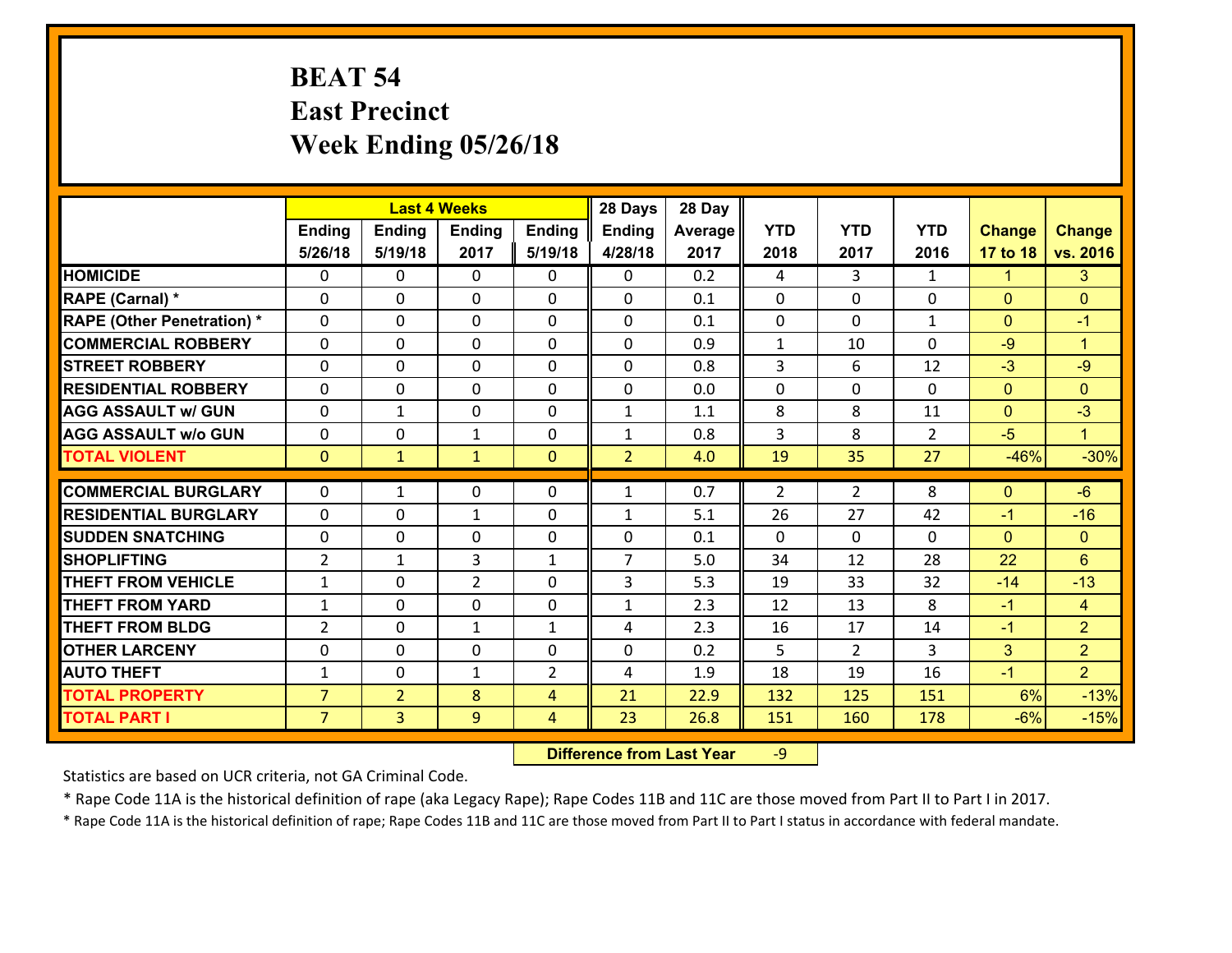# BEAT 54
# East Precinct
# Week Ending 05/26/18

| | Last 4 Weeks | | | | 28 Days | 28 Day | | | | | |
|---|---|---|---|---|---|---|---|---|---|---|---|
| | Ending 5/26/18 | Ending 5/19/18 | Ending 2017 | Ending 5/19/18 | Ending 4/28/18 | Average 2017 | YTD 2018 | YTD 2017 | YTD 2016 | Change 17 to 18 | Change vs. 2016 |
| HOMICIDE | 0 | 0 | 0 | 0 | 0 | 0.2 | 4 | 3 | 1 | 1 | 3 |
| RAPE (Carnal) * | 0 | 0 | 0 | 0 | 0 | 0.1 | 0 | 0 | 0 | 0 | 0 |
| RAPE (Other Penetration) * | 0 | 0 | 0 | 0 | 0 | 0.1 | 0 | 0 | 1 | 0 | -1 |
| COMMERCIAL ROBBERY | 0 | 0 | 0 | 0 | 0 | 0.9 | 1 | 10 | 0 | -9 | 1 |
| STREET ROBBERY | 0 | 0 | 0 | 0 | 0 | 0.8 | 3 | 6 | 12 | -3 | -9 |
| RESIDENTIAL ROBBERY | 0 | 0 | 0 | 0 | 0 | 0.0 | 0 | 0 | 0 | 0 | 0 |
| AGG ASSAULT w/ GUN | 0 | 1 | 0 | 0 | 1 | 1.1 | 8 | 8 | 11 | 0 | -3 |
| AGG ASSAULT w/o GUN | 0 | 0 | 1 | 0 | 1 | 0.8 | 3 | 8 | 2 | -5 | 1 |
| TOTAL VIOLENT | 0 | 1 | 1 | 0 | 2 | 4.0 | 19 | 35 | 27 | -46% | -30% |
| COMMERCIAL BURGLARY | 0 | 1 | 0 | 0 | 1 | 0.7 | 2 | 2 | 8 | 0 | -6 |
| RESIDENTIAL BURGLARY | 0 | 0 | 1 | 0 | 1 | 5.1 | 26 | 27 | 42 | -1 | -16 |
| SUDDEN SNATCHING | 0 | 0 | 0 | 0 | 0 | 0.1 | 0 | 0 | 0 | 0 | 0 |
| SHOPLIFTING | 2 | 1 | 3 | 1 | 7 | 5.0 | 34 | 12 | 28 | 22 | 6 |
| THEFT FROM VEHICLE | 1 | 0 | 2 | 0 | 3 | 5.3 | 19 | 33 | 32 | -14 | -13 |
| THEFT FROM YARD | 1 | 0 | 0 | 0 | 1 | 2.3 | 12 | 13 | 8 | -1 | 4 |
| THEFT FROM BLDG | 2 | 0 | 1 | 1 | 4 | 2.3 | 16 | 17 | 14 | -1 | 2 |
| OTHER LARCENY | 0 | 0 | 0 | 0 | 0 | 0.2 | 5 | 2 | 3 | 3 | 2 |
| AUTO THEFT | 1 | 0 | 1 | 2 | 4 | 1.9 | 18 | 19 | 16 | -1 | 2 |
| TOTAL PROPERTY | 7 | 2 | 8 | 4 | 21 | 22.9 | 132 | 125 | 151 | 6% | -13% |
| TOTAL PART I | 7 | 3 | 9 | 4 | 23 | 26.8 | 151 | 160 | 178 | -6% | -15% |

**Difference from Last Year** -9

Statistics are based on UCR criteria, not GA Criminal Code.

* Rape Code 11A is the historical definition of rape (aka Legacy Rape); Rape Codes 11B and 11C are those moved from Part II to Part I in 2017.

* Rape Code 11A is the historical definition of rape; Rape Codes 11B and 11C are those moved from Part II to Part I status in accordance with federal mandate.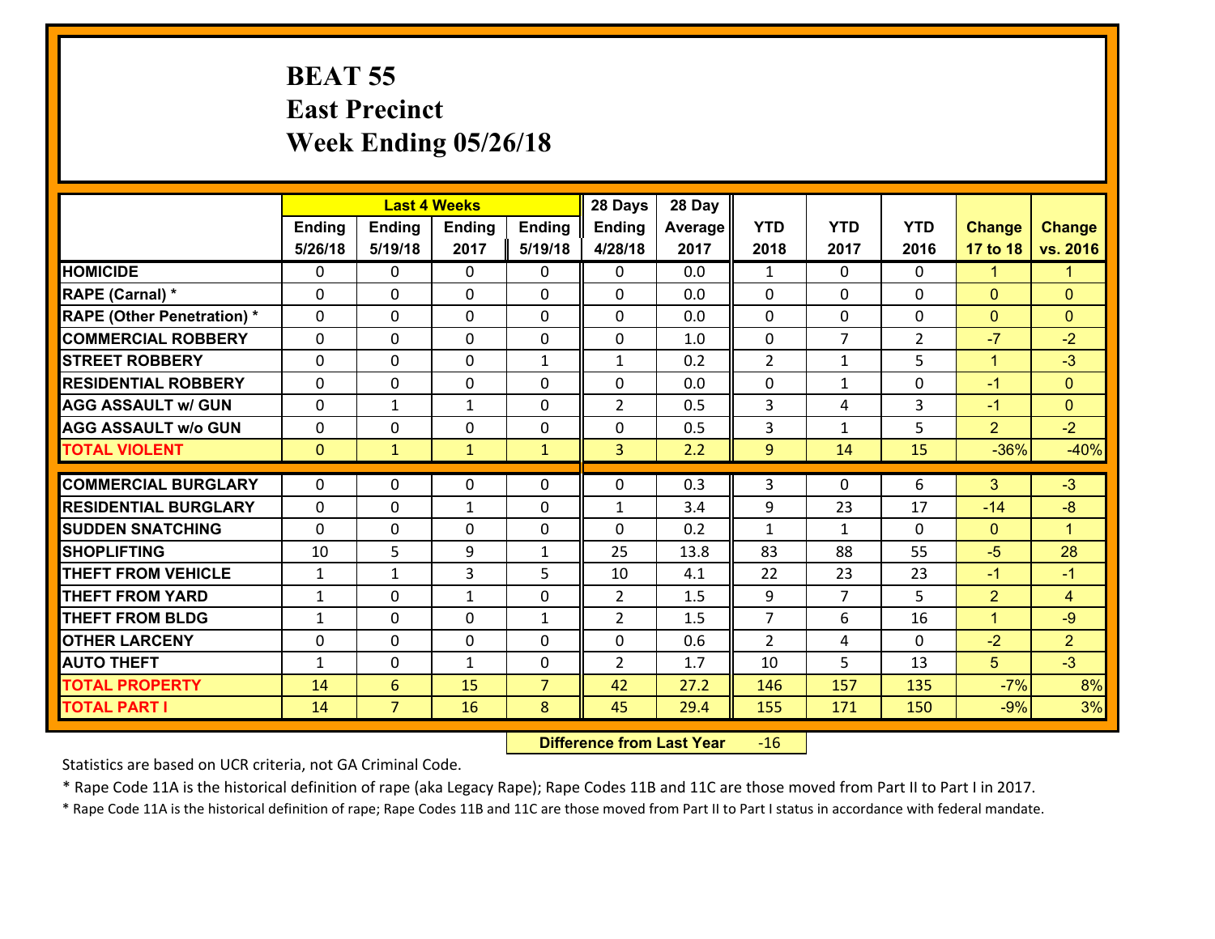# BEAT 55
# East Precinct
# Week Ending 05/26/18

| | Last 4 Weeks | | | | 28 Days | 28 Day | | | | | |
|---|---|---|---|---|---|---|---|---|---|---|---|
| | Ending 5/26/18 | Ending 5/19/18 | Ending 2017 | Ending 5/19/18 | Ending 4/28/18 | Average 2017 | YTD 2018 | YTD 2017 | YTD 2016 | Change 17 to 18 | Change vs. 2016 |
| **HOMICIDE** | 0 | 0 | 0 | 0 | 0 | 0.0 | 1 | 0 | 0 | 1 | 1 |
| **RAPE (Carnal) *** | 0 | 0 | 0 | 0 | 0 | 0.0 | 0 | 0 | 0 | 0 | 0 |
| **RAPE (Other Penetration) *** | 0 | 0 | 0 | 0 | 0 | 0.0 | 0 | 0 | 0 | 0 | 0 |
| **COMMERCIAL ROBBERY** | 0 | 0 | 0 | 0 | 0 | 1.0 | 0 | 7 | 2 | -7 | -2 |
| **STREET ROBBERY** | 0 | 0 | 0 | 1 | 1 | 0.2 | 2 | 1 | 5 | 1 | -3 |
| **RESIDENTIAL ROBBERY** | 0 | 0 | 0 | 0 | 0 | 0.0 | 0 | 1 | 0 | -1 | 0 |
| **AGG ASSAULT w/ GUN** | 0 | 1 | 1 | 0 | 2 | 0.5 | 3 | 4 | 3 | -1 | 0 |
| **AGG ASSAULT w/o GUN** | 0 | 0 | 0 | 0 | 0 | 0.5 | 3 | 1 | 5 | 2 | -2 |
| **TOTAL VIOLENT** | 0 | 1 | 1 | 1 | 3 | 2.2 | 9 | 14 | 15 | -36% | -40% |
| **COMMERCIAL BURGLARY** | 0 | 0 | 0 | 0 | 0 | 0.3 | 3 | 0 | 6 | 3 | -3 |
| **RESIDENTIAL BURGLARY** | 0 | 0 | 1 | 0 | 1 | 3.4 | 9 | 23 | 17 | -14 | -8 |
| **SUDDEN SNATCHING** | 0 | 0 | 0 | 0 | 0 | 0.2 | 1 | 1 | 0 | 0 | 1 |
| **SHOPLIFTING** | 10 | 5 | 9 | 1 | 25 | 13.8 | 83 | 88 | 55 | -5 | 28 |
| **THEFT FROM VEHICLE** | 1 | 1 | 3 | 5 | 10 | 4.1 | 22 | 23 | 23 | -1 | -1 |
| **THEFT FROM YARD** | 1 | 0 | 1 | 0 | 2 | 1.5 | 9 | 7 | 5 | 2 | 4 |
| **THEFT FROM BLDG** | 1 | 0 | 0 | 1 | 2 | 1.5 | 7 | 6 | 16 | 1 | -9 |
| **OTHER LARCENY** | 0 | 0 | 0 | 0 | 0 | 0.6 | 2 | 4 | 0 | -2 | 2 |
| **AUTO THEFT** | 1 | 0 | 1 | 0 | 2 | 1.7 | 10 | 5 | 13 | 5 | -3 |
| **TOTAL PROPERTY** | 14 | 6 | 15 | 7 | 42 | 27.2 | 146 | 157 | 135 | -7% | 8% |
| **TOTAL PART I** | 14 | 7 | 16 | 8 | 45 | 29.4 | 155 | 171 | 150 | -9% | 3% |

**Difference from Last Year** -16

Statistics are based on UCR criteria, not GA Criminal Code.

* Rape Code 11A is the historical definition of rape (aka Legacy Rape); Rape Codes 11B and 11C are those moved from Part II to Part I in 2017.

* Rape Code 11A is the historical definition of rape; Rape Codes 11B and 11C are those moved from Part II to Part I status in accordance with federal mandate.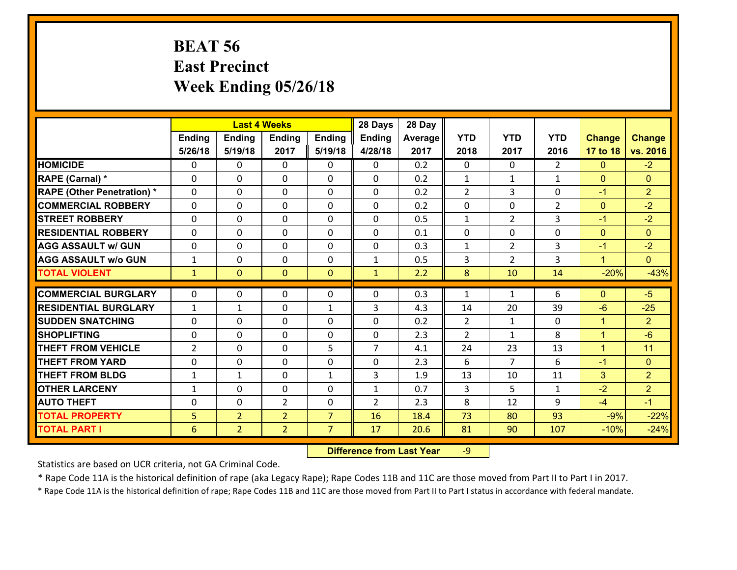# BEAT 56
## East Precinct
## Week Ending 05/26/18

| | Last 4 Weeks | | | | 28 Days | 28 Day | | | | | |
|---|---|---|---|---|---|---|---|---|---|---|---|
| | Ending 5/26/18 | Ending 5/19/18 | Ending 2017 | Ending 5/19/18 | Ending 4/28/18 | Average 2017 | YTD 2018 | YTD 2017 | YTD 2016 | Change 17 to 18 | Change vs. 2016 |
| HOMICIDE | 0 | 0 | 0 | 0 | 0 | 0.2 | 0 | 0 | 2 | 0 | -2 |
| RAPE (Carnal) * | 0 | 0 | 0 | 0 | 0 | 0.2 | 1 | 1 | 1 | 0 | 0 |
| RAPE (Other Penetration) * | 0 | 0 | 0 | 0 | 0 | 0.2 | 2 | 3 | 0 | -1 | 2 |
| COMMERCIAL ROBBERY | 0 | 0 | 0 | 0 | 0 | 0.2 | 0 | 0 | 2 | 0 | -2 |
| STREET ROBBERY | 0 | 0 | 0 | 0 | 0 | 0.5 | 1 | 2 | 3 | -1 | -2 |
| RESIDENTIAL ROBBERY | 0 | 0 | 0 | 0 | 0 | 0.1 | 0 | 0 | 0 | 0 | 0 |
| AGG ASSAULT w/ GUN | 0 | 0 | 0 | 0 | 0 | 0.3 | 1 | 2 | 3 | -1 | -2 |
| AGG ASSAULT w/o GUN | 1 | 0 | 0 | 0 | 1 | 0.5 | 3 | 2 | 3 | 1 | 0 |
| TOTAL VIOLENT | 1 | 0 | 0 | 0 | 1 | 2.2 | 8 | 10 | 14 | -20% | -43% |
| COMMERCIAL BURGLARY | 0 | 0 | 0 | 0 | 0 | 0.3 | 1 | 1 | 6 | 0 | -5 |
| RESIDENTIAL BURGLARY | 1 | 1 | 0 | 1 | 3 | 4.3 | 14 | 20 | 39 | -6 | -25 |
| SUDDEN SNATCHING | 0 | 0 | 0 | 0 | 0 | 0.2 | 2 | 1 | 0 | 1 | 2 |
| SHOPLIFTING | 0 | 0 | 0 | 0 | 0 | 2.3 | 2 | 1 | 8 | 1 | -6 |
| THEFT FROM VEHICLE | 2 | 0 | 0 | 5 | 7 | 4.1 | 24 | 23 | 13 | 1 | 11 |
| THEFT FROM YARD | 0 | 0 | 0 | 0 | 0 | 2.3 | 6 | 7 | 6 | -1 | 0 |
| THEFT FROM BLDG | 1 | 1 | 0 | 1 | 3 | 1.9 | 13 | 10 | 11 | 3 | 2 |
| OTHER LARCENY | 1 | 0 | 0 | 0 | 1 | 0.7 | 3 | 5 | 1 | -2 | 2 |
| AUTO THEFT | 0 | 0 | 2 | 0 | 2 | 2.3 | 8 | 12 | 9 | -4 | -1 |
| TOTAL PROPERTY | 5 | 2 | 2 | 7 | 16 | 18.4 | 73 | 80 | 93 | -9% | -22% |
| TOTAL PART I | 6 | 2 | 2 | 7 | 17 | 20.6 | 81 | 90 | 107 | -10% | -24% |

**Difference from Last Year** -9

Statistics are based on UCR criteria, not GA Criminal Code.

* Rape Code 11A is the historical definition of rape (aka Legacy Rape); Rape Codes 11B and 11C are those moved from Part II to Part I in 2017.

* Rape Code 11A is the historical definition of rape; Rape Codes 11B and 11C are those moved from Part II to Part I status in accordance with federal mandate.